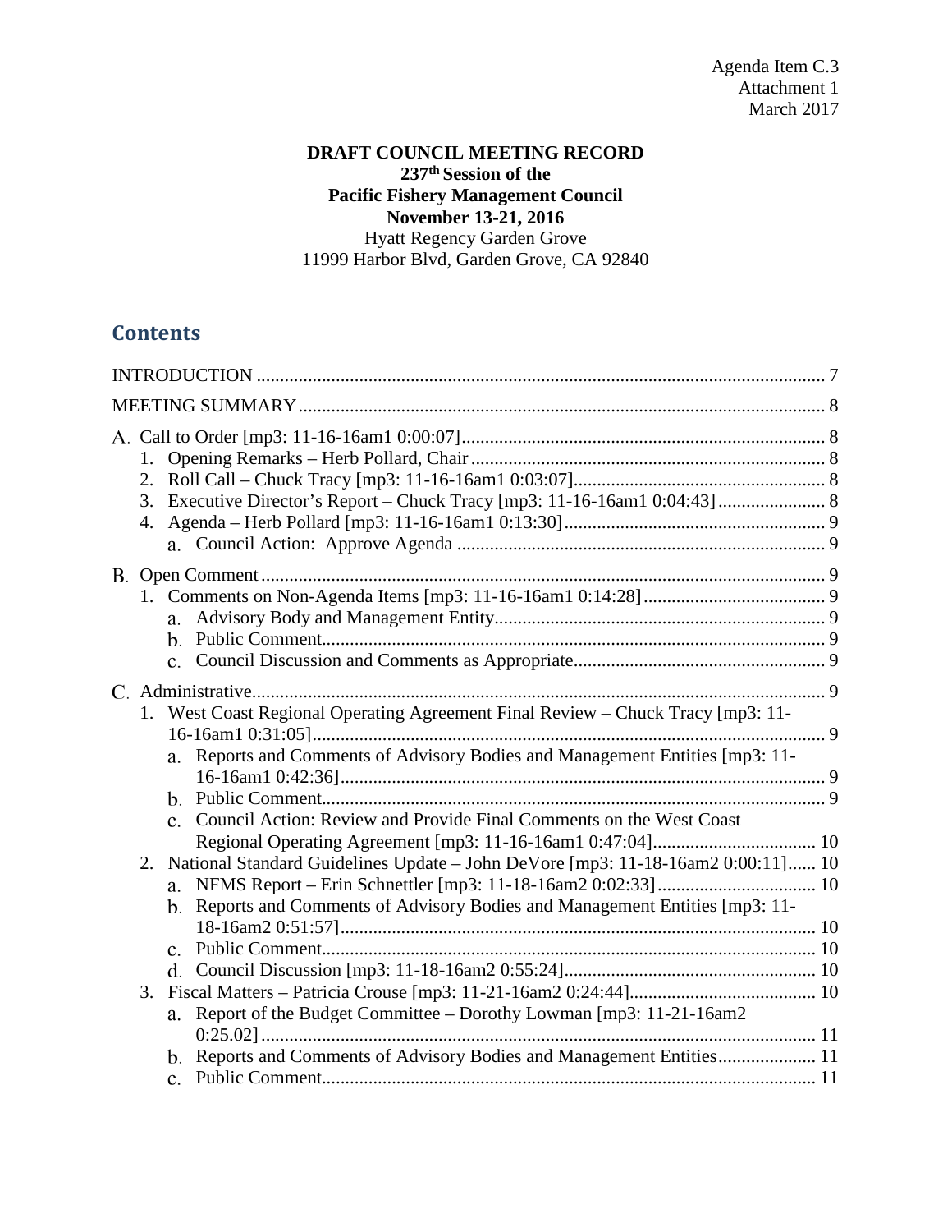Agenda Item C.3
Attachment 1
March 2017

**DRAFT COUNCIL MEETING RECORD**
**237th Session of the**
**Pacific Fishery Management Council**
**November 13-21, 2016**
Hyatt Regency Garden Grove
11999 Harbor Blvd, Garden Grove, CA 92840

## Contents

INTRODUCTION ..... 7

MEETING SUMMARY ..... 8

A. Call to Order [mp3: 11-16-16am1 0:00:07] ..... 8
  1. Opening Remarks – Herb Pollard, Chair ..... 8
  2. Roll Call – Chuck Tracy [mp3: 11-16-16am1 0:03:07] ..... 8
  3. Executive Director's Report – Chuck Tracy [mp3: 11-16-16am1 0:04:43] ..... 8
  4. Agenda – Herb Pollard [mp3: 11-16-16am1 0:13:30] ..... 9
    a. Council Action: Approve Agenda ..... 9

B. Open Comment ..... 9
  1. Comments on Non-Agenda Items [mp3: 11-16-16am1 0:14:28] ..... 9
    a. Advisory Body and Management Entity ..... 9
    b. Public Comment ..... 9
    c. Council Discussion and Comments as Appropriate ..... 9

C. Administrative ..... 9
  1. West Coast Regional Operating Agreement Final Review – Chuck Tracy [mp3: 11-16-16am1 0:31:05] ..... 9
    a. Reports and Comments of Advisory Bodies and Management Entities [mp3: 11-16-16am1 0:42:36] ..... 9
    b. Public Comment ..... 9
    c. Council Action: Review and Provide Final Comments on the West Coast Regional Operating Agreement [mp3: 11-16-16am1 0:47:04] ..... 10
  2. National Standard Guidelines Update – John DeVore [mp3: 11-18-16am2 0:00:11] ..... 10
    a. NFMS Report – Erin Schnettler [mp3: 11-18-16am2 0:02:33] ..... 10
    b. Reports and Comments of Advisory Bodies and Management Entities [mp3: 11-18-16am2 0:51:57] ..... 10
    c. Public Comment ..... 10
    d. Council Discussion [mp3: 11-18-16am2 0:55:24] ..... 10
  3. Fiscal Matters – Patricia Crouse [mp3: 11-21-16am2 0:24:44] ..... 10
    a. Report of the Budget Committee – Dorothy Lowman [mp3: 11-21-16am2 0:25.02] ..... 11
    b. Reports and Comments of Advisory Bodies and Management Entities ..... 11
    c. Public Comment ..... 11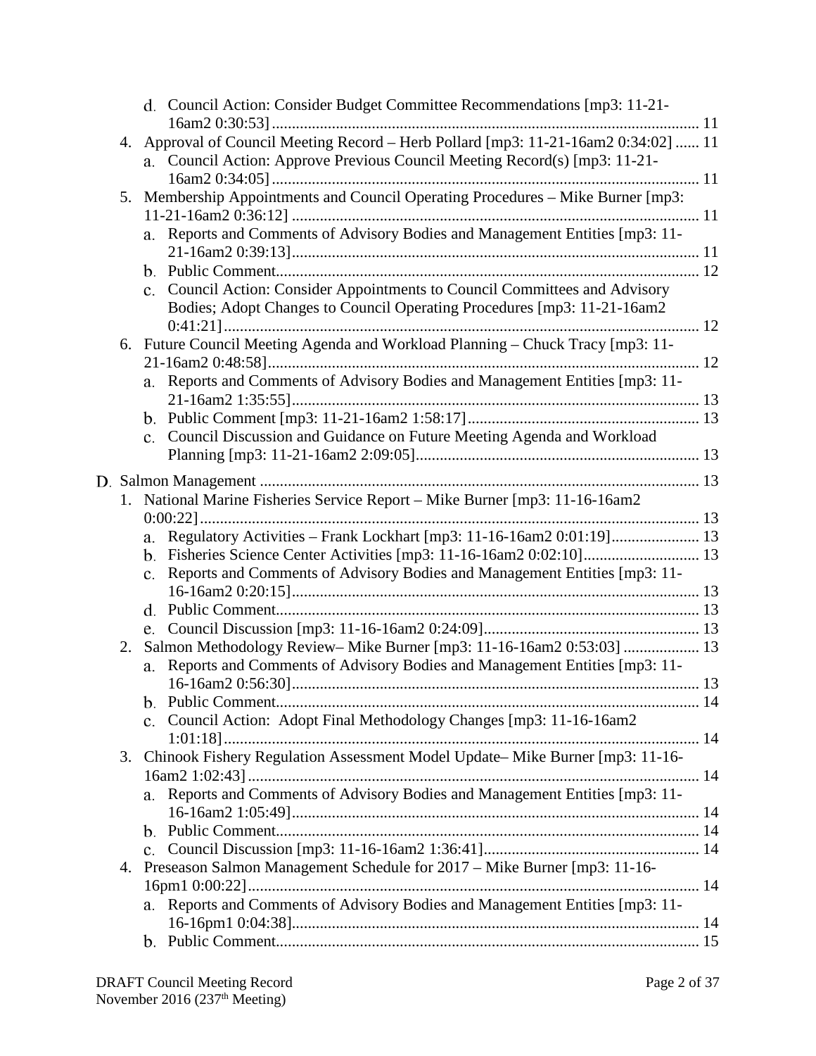d. Council Action: Consider Budget Committee Recommendations [mp3: 11-21-16am2 0:30:53] ... 11

4. Approval of Council Meeting Record – Herb Pollard [mp3: 11-21-16am2 0:34:02] ... 11
   a. Council Action: Approve Previous Council Meeting Record(s) [mp3: 11-21-16am2 0:34:05] ... 11
5. Membership Appointments and Council Operating Procedures – Mike Burner [mp3: 11-21-16am2 0:36:12] ... 11
   a. Reports and Comments of Advisory Bodies and Management Entities [mp3: 11-21-16am2 0:39:13] ... 11
   b. Public Comment ... 12
   c. Council Action: Consider Appointments to Council Committees and Advisory Bodies; Adopt Changes to Council Operating Procedures [mp3: 11-21-16am2 0:41:21] ... 12
6. Future Council Meeting Agenda and Workload Planning – Chuck Tracy [mp3: 11-21-16am2 0:48:58] ... 12
   a. Reports and Comments of Advisory Bodies and Management Entities [mp3: 11-21-16am2 1:35:55] ... 13
   b. Public Comment [mp3: 11-21-16am2 1:58:17] ... 13
   c. Council Discussion and Guidance on Future Meeting Agenda and Workload Planning [mp3: 11-21-16am2 2:09:05] ... 13

D. Salmon Management ... 13

1. National Marine Fisheries Service Report – Mike Burner [mp3: 11-16-16am2 0:00:22] ... 13
   a. Regulatory Activities – Frank Lockhart [mp3: 11-16-16am2 0:01:19] ... 13
   b. Fisheries Science Center Activities [mp3: 11-16-16am2 0:02:10] ... 13
   c. Reports and Comments of Advisory Bodies and Management Entities [mp3: 11-16-16am2 0:20:15] ... 13
   d. Public Comment ... 13
   e. Council Discussion [mp3: 11-16-16am2 0:24:09] ... 13
2. Salmon Methodology Review– Mike Burner [mp3: 11-16-16am2 0:53:03] ... 13
   a. Reports and Comments of Advisory Bodies and Management Entities [mp3: 11-16-16am2 0:56:30] ... 13
   b. Public Comment ... 14
   c. Council Action: Adopt Final Methodology Changes [mp3: 11-16-16am2 1:01:18] ... 14
3. Chinook Fishery Regulation Assessment Model Update– Mike Burner [mp3: 11-16-16am2 1:02:43] ... 14
   a. Reports and Comments of Advisory Bodies and Management Entities [mp3: 11-16-16am2 1:05:49] ... 14
   b. Public Comment ... 14
   c. Council Discussion [mp3: 11-16-16am2 1:36:41] ... 14
4. Preseason Salmon Management Schedule for 2017 – Mike Burner [mp3: 11-16-16pm1 0:00:22] ... 14
   a. Reports and Comments of Advisory Bodies and Management Entities [mp3: 11-16-16pm1 0:04:38] ... 14
   b. Public Comment ... 15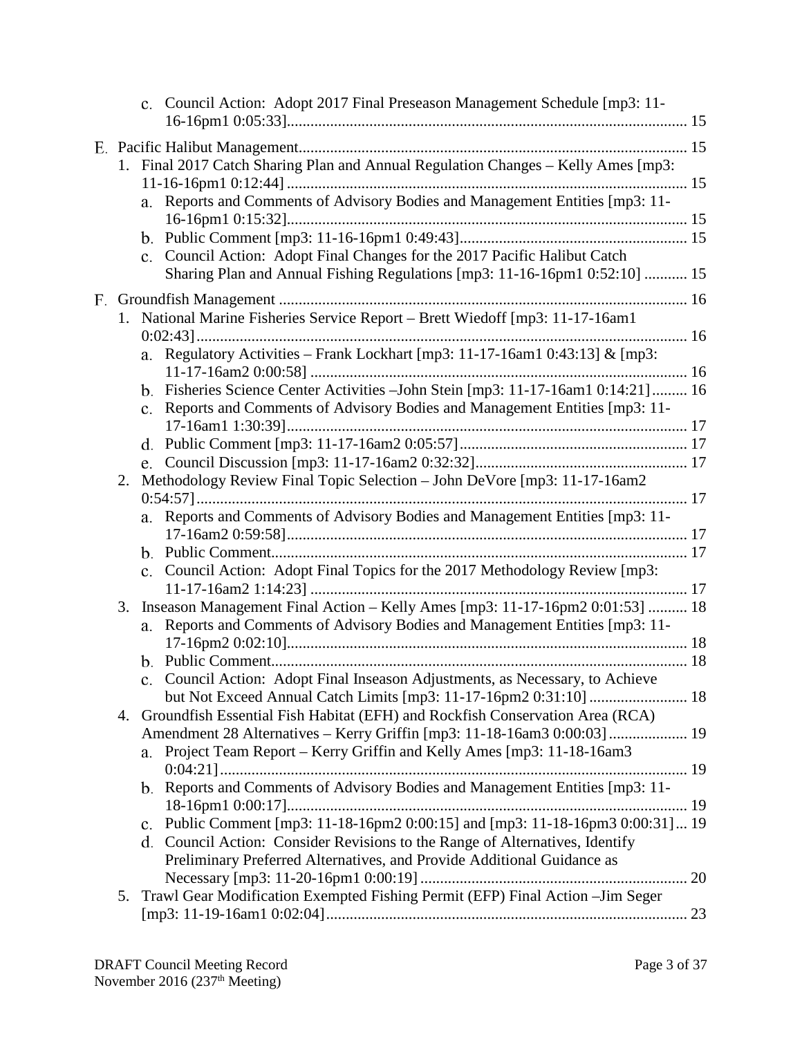c. Council Action: Adopt 2017 Final Preseason Management Schedule [mp3: 11-16-16pm1 0:05:33] ..... 15

E. Pacific Halibut Management ..... 15

1. Final 2017 Catch Sharing Plan and Annual Regulation Changes – Kelly Ames [mp3: 11-16-16pm1 0:12:44] ..... 15
   - a. Reports and Comments of Advisory Bodies and Management Entities [mp3: 11-16-16pm1 0:15:32] ..... 15
   - b. Public Comment [mp3: 11-16-16pm1 0:49:43] ..... 15
   - c. Council Action: Adopt Final Changes for the 2017 Pacific Halibut Catch Sharing Plan and Annual Fishing Regulations [mp3: 11-16-16pm1 0:52:10] ..... 15

F. Groundfish Management ..... 16

1. National Marine Fisheries Service Report – Brett Wiedoff [mp3: 11-17-16am1 0:02:43] ..... 16
   - a. Regulatory Activities – Frank Lockhart [mp3: 11-17-16am1 0:43:13] & [mp3: 11-17-16am2 0:00:58] ..... 16
   - b. Fisheries Science Center Activities –John Stein [mp3: 11-17-16am1 0:14:21] ..... 16
   - c. Reports and Comments of Advisory Bodies and Management Entities [mp3: 11-17-16am1 1:30:39] ..... 17
   - d. Public Comment [mp3: 11-17-16am2 0:05:57] ..... 17
   - e. Council Discussion [mp3: 11-17-16am2 0:32:32] ..... 17
2. Methodology Review Final Topic Selection – John DeVore [mp3: 11-17-16am2 0:54:57] ..... 17
   - a. Reports and Comments of Advisory Bodies and Management Entities [mp3: 11-17-16am2 0:59:58] ..... 17
   - b. Public Comment ..... 17
   - c. Council Action: Adopt Final Topics for the 2017 Methodology Review [mp3: 11-17-16am2 1:14:23] ..... 17
3. Inseason Management Final Action – Kelly Ames [mp3: 11-17-16pm2 0:01:53] ..... 18
   - a. Reports and Comments of Advisory Bodies and Management Entities [mp3: 11-17-16pm2 0:02:10] ..... 18
   - b. Public Comment ..... 18
   - c. Council Action: Adopt Final Inseason Adjustments, as Necessary, to Achieve but Not Exceed Annual Catch Limits [mp3: 11-17-16pm2 0:31:10] ..... 18
4. Groundfish Essential Fish Habitat (EFH) and Rockfish Conservation Area (RCA) Amendment 28 Alternatives – Kerry Griffin [mp3: 11-18-16am3 0:00:03] ..... 19
   - a. Project Team Report – Kerry Griffin and Kelly Ames [mp3: 11-18-16am3 0:04:21] ..... 19
   - b. Reports and Comments of Advisory Bodies and Management Entities [mp3: 11-18-16pm1 0:00:17] ..... 19
   - c. Public Comment [mp3: 11-18-16pm2 0:00:15] and [mp3: 11-18-16pm3 0:00:31] ..... 19
   - d. Council Action: Consider Revisions to the Range of Alternatives, Identify Preliminary Preferred Alternatives, and Provide Additional Guidance as Necessary [mp3: 11-20-16pm1 0:00:19] ..... 20
5. Trawl Gear Modification Exempted Fishing Permit (EFP) Final Action –Jim Seger [mp3: 11-19-16am1 0:02:04] ..... 23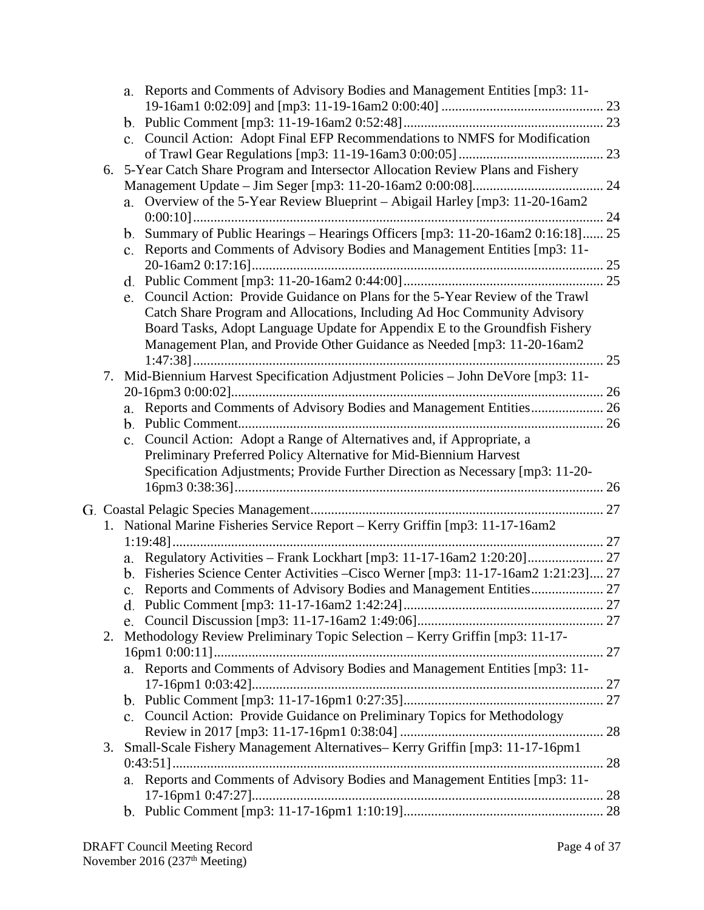- a. Reports and Comments of Advisory Bodies and Management Entities [mp3: 11-19-16am1 0:02:09] and [mp3: 11-19-16am2 0:00:40] ............................................... 23
   - b. Public Comment [mp3: 11-19-16am2 0:52:48]........................................................ 23
   - c. Council Action: Adopt Final EFP Recommendations to NMFS for Modification of Trawl Gear Regulations [mp3: 11-19-16am3 0:00:05].......................................... 23
6. 5-Year Catch Share Program and Intersector Allocation Review Plans and Fishery Management Update – Jim Seger [mp3: 11-20-16am2 0:00:08]...................................... 24
   - a. Overview of the 5-Year Review Blueprint – Abigail Harley [mp3: 11-20-16am2 0:00:10]...................................................................................................... 24
   - b. Summary of Public Hearings – Hearings Officers [mp3: 11-20-16am2 0:16:18]...... 25
   - c. Reports and Comments of Advisory Bodies and Management Entities [mp3: 11-20-16am2 0:17:16]...................................................................................................... 25
   - d. Public Comment [mp3: 11-20-16am2 0:44:00]........................................................ 25
   - e. Council Action: Provide Guidance on Plans for the 5-Year Review of the Trawl Catch Share Program and Allocations, Including Ad Hoc Community Advisory Board Tasks, Adopt Language Update for Appendix E to the Groundfish Fishery Management Plan, and Provide Other Guidance as Needed [mp3: 11-20-16am2 1:47:38]...................................................................................................... 25
7. Mid-Biennium Harvest Specification Adjustment Policies – John DeVore [mp3: 11-20-16pm3 0:00:02]...................................................................................................... 26
   - a. Reports and Comments of Advisory Bodies and Management Entities..................... 26
   - b. Public Comment...................................................................................................... 26
   - c. Council Action: Adopt a Range of Alternatives and, if Appropriate, a Preliminary Preferred Policy Alternative for Mid-Biennium Harvest Specification Adjustments; Provide Further Direction as Necessary [mp3: 11-20-16pm3 0:38:36]...................................................................................................... 26

G. Coastal Pelagic Species Management..................................................................................... 27

1. National Marine Fisheries Service Report – Kerry Griffin [mp3: 11-17-16am2 1:19:48]...................................................................................................... 27
   - a. Regulatory Activities – Frank Lockhart [mp3: 11-17-16am2 1:20:20]...................... 27
   - b. Fisheries Science Center Activities –Cisco Werner [mp3: 11-17-16am2 1:21:23].... 27
   - c. Reports and Comments of Advisory Bodies and Management Entities..................... 27
   - d. Public Comment [mp3: 11-17-16am2 1:42:24]........................................................ 27
   - e. Council Discussion [mp3: 11-17-16am2 1:49:06]..................................................... 27
2. Methodology Review Preliminary Topic Selection – Kerry Griffin [mp3: 11-17-16pm1 0:00:11]...................................................................................................... 27
   - a. Reports and Comments of Advisory Bodies and Management Entities [mp3: 11-17-16pm1 0:03:42]...................................................................................................... 27
   - b. Public Comment [mp3: 11-17-16pm1 0:27:35]........................................................ 27
   - c. Council Action: Provide Guidance on Preliminary Topics for Methodology Review in 2017 [mp3: 11-17-16pm1 0:38:04].......................................................... 28
3. Small-Scale Fishery Management Alternatives– Kerry Griffin [mp3: 11-17-16pm1 0:43:51]...................................................................................................... 28
   - a. Reports and Comments of Advisory Bodies and Management Entities [mp3: 11-17-16pm1 0:47:27]...................................................................................................... 28
   - b. Public Comment [mp3: 11-17-16pm1 1:10:19]........................................................ 28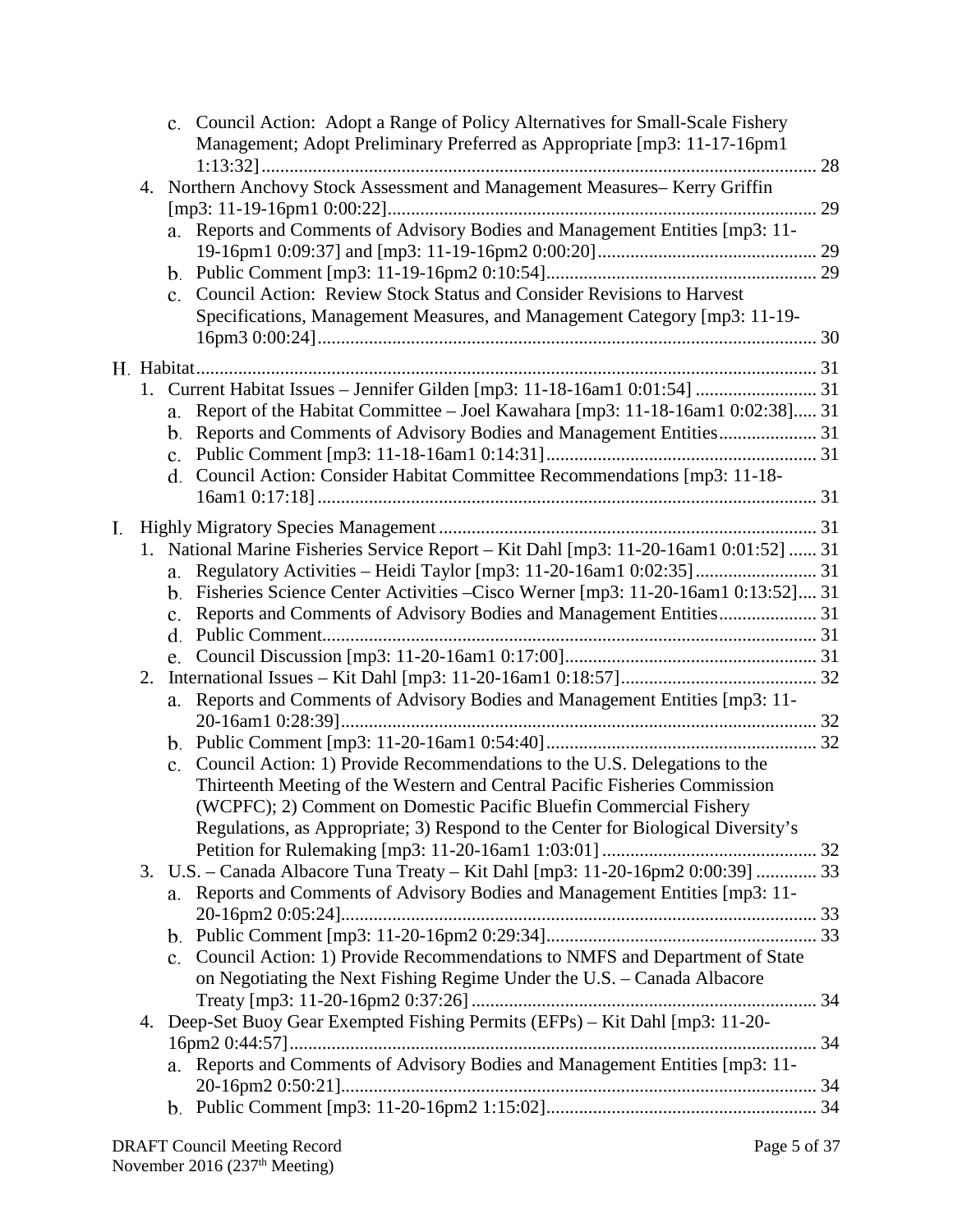c. Council Action: Adopt a Range of Policy Alternatives for Small-Scale Fishery Management; Adopt Preliminary Preferred as Appropriate [mp3: 11-17-16pm1 1:13:32]........................................................................................................ 28

4. Northern Anchovy Stock Assessment and Management Measures– Kerry Griffin [mp3: 11-19-16pm1 0:00:22]............................................................................................ 29
   a. Reports and Comments of Advisory Bodies and Management Entities [mp3: 11-19-16pm1 0:09:37] and [mp3: 11-19-16pm2 0:00:20]............................................... 29
   b. Public Comment [mp3: 11-19-16pm2 0:10:54].......................................................... 29
   c. Council Action: Review Stock Status and Consider Revisions to Harvest Specifications, Management Measures, and Management Category [mp3: 11-19-16pm3 0:00:24]........................................................................................................... 30

H. Habitat..................................................................................................................................... 31

1. Current Habitat Issues – Jennifer Gilden [mp3: 11-18-16am1 0:01:54] .......................... 31
   a. Report of the Habitat Committee – Joel Kawahara [mp3: 11-18-16am1 0:02:38]..... 31
   b. Reports and Comments of Advisory Bodies and Management Entities..................... 31
   c. Public Comment [mp3: 11-18-16am1 0:14:31].......................................................... 31
   d. Council Action: Consider Habitat Committee Recommendations [mp3: 11-18-16am1 0:17:18]........................................................................................................... 31

I. Highly Migratory Species Management ................................................................................. 31

1. National Marine Fisheries Service Report – Kit Dahl [mp3: 11-20-16am1 0:01:52] ...... 31
   a. Regulatory Activities – Heidi Taylor [mp3: 11-20-16am1 0:02:35].......................... 31
   b. Fisheries Science Center Activities –Cisco Werner [mp3: 11-20-16am1 0:13:52].... 31
   c. Reports and Comments of Advisory Bodies and Management Entities..................... 31
   d. Public Comment.......................................................................................................... 31
   e. Council Discussion [mp3: 11-20-16am1 0:17:00]...................................................... 31
2. International Issues – Kit Dahl [mp3: 11-20-16am1 0:18:57].......................................... 32
   a. Reports and Comments of Advisory Bodies and Management Entities [mp3: 11-20-16am1 0:28:39]...................................................................................................... 32
   b. Public Comment [mp3: 11-20-16am1 0:54:40].......................................................... 32
   c. Council Action: 1) Provide Recommendations to the U.S. Delegations to the Thirteenth Meeting of the Western and Central Pacific Fisheries Commission (WCPFC); 2) Comment on Domestic Pacific Bluefin Commercial Fishery Regulations, as Appropriate; 3) Respond to the Center for Biological Diversity's Petition for Rulemaking [mp3: 11-20-16am1 1:03:01] .............................................. 32
3. U.S. – Canada Albacore Tuna Treaty – Kit Dahl [mp3: 11-20-16pm2 0:00:39] ............. 33
   a. Reports and Comments of Advisory Bodies and Management Entities [mp3: 11-20-16pm2 0:05:24]...................................................................................................... 33
   b. Public Comment [mp3: 11-20-16pm2 0:29:34].......................................................... 33
   c. Council Action: 1) Provide Recommendations to NMFS and Department of State on Negotiating the Next Fishing Regime Under the U.S. – Canada Albacore Treaty [mp3: 11-20-16pm2 0:37:26] .......................................................................... 34
4. Deep-Set Buoy Gear Exempted Fishing Permits (EFPs) – Kit Dahl [mp3: 11-20-16pm2 0:44:57]................................................................................................................. 34
   a. Reports and Comments of Advisory Bodies and Management Entities [mp3: 11-20-16pm2 0:50:21]...................................................................................................... 34
   b. Public Comment [mp3: 11-20-16pm2 1:15:02].......................................................... 34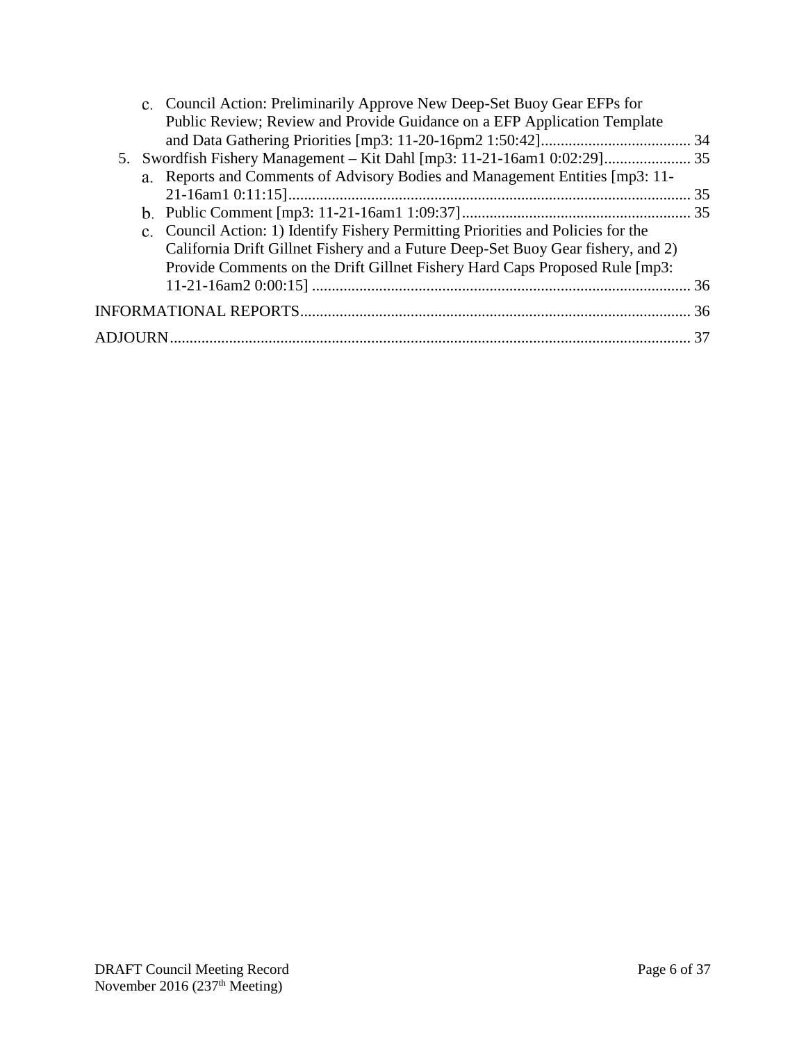c. Council Action: Preliminarily Approve New Deep-Set Buoy Gear EFPs for Public Review; Review and Provide Guidance on a EFP Application Template and Data Gathering Priorities [mp3: 11-20-16pm2 1:50:42]...................................... 34

5. Swordfish Fishery Management – Kit Dahl [mp3: 11-21-16am1 0:02:29]...................... 35

   a. Reports and Comments of Advisory Bodies and Management Entities [mp3: 11-21-16am1 0:11:15]...................................................................................................... 35

   b. Public Comment [mp3: 11-21-16am1 1:09:37].......................................................... 35

   c. Council Action: 1) Identify Fishery Permitting Priorities and Policies for the California Drift Gillnet Fishery and a Future Deep-Set Buoy Gear fishery, and 2) Provide Comments on the Drift Gillnet Fishery Hard Caps Proposed Rule [mp3: 11-21-16am2 0:00:15] ................................................................................................ 36

INFORMATIONAL REPORTS................................................................................................... 36

ADJOURN.................................................................................................................................... 37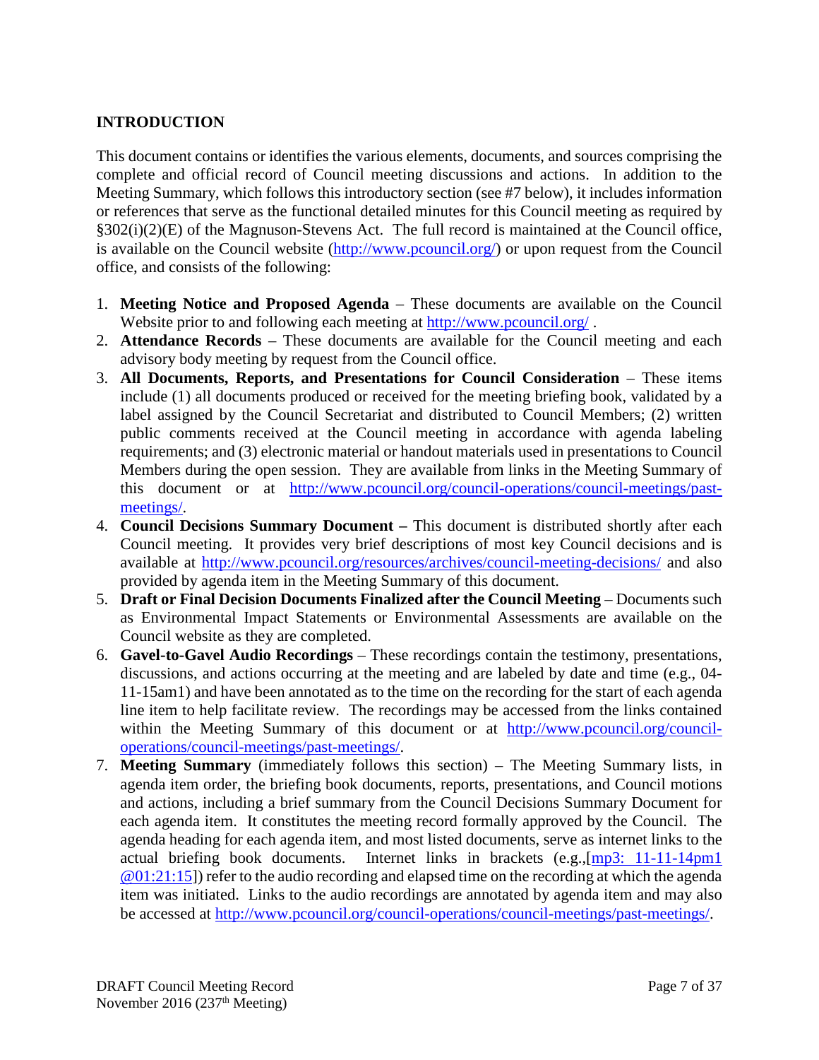## INTRODUCTION

This document contains or identifies the various elements, documents, and sources comprising the complete and official record of Council meeting discussions and actions. In addition to the Meeting Summary, which follows this introductory section (see #7 below), it includes information or references that serve as the functional detailed minutes for this Council meeting as required by §302(i)(2)(E) of the Magnuson-Stevens Act. The full record is maintained at the Council office, is available on the Council website (http://www.pcouncil.org/) or upon request from the Council office, and consists of the following:

1. **Meeting Notice and Proposed Agenda** – These documents are available on the Council Website prior to and following each meeting at http://www.pcouncil.org/ .
2. **Attendance Records** – These documents are available for the Council meeting and each advisory body meeting by request from the Council office.
3. **All Documents, Reports, and Presentations for Council Consideration** – These items include (1) all documents produced or received for the meeting briefing book, validated by a label assigned by the Council Secretariat and distributed to Council Members; (2) written public comments received at the Council meeting in accordance with agenda labeling requirements; and (3) electronic material or handout materials used in presentations to Council Members during the open session. They are available from links in the Meeting Summary of this document or at http://www.pcouncil.org/council-operations/council-meetings/past-meetings/.
4. **Council Decisions Summary Document –** This document is distributed shortly after each Council meeting. It provides very brief descriptions of most key Council decisions and is available at http://www.pcouncil.org/resources/archives/council-meeting-decisions/ and also provided by agenda item in the Meeting Summary of this document.
5. **Draft or Final Decision Documents Finalized after the Council Meeting** – Documents such as Environmental Impact Statements or Environmental Assessments are available on the Council website as they are completed.
6. **Gavel-to-Gavel Audio Recordings** – These recordings contain the testimony, presentations, discussions, and actions occurring at the meeting and are labeled by date and time (e.g., 04-11-15am1) and have been annotated as to the time on the recording for the start of each agenda line item to help facilitate review. The recordings may be accessed from the links contained within the Meeting Summary of this document or at http://www.pcouncil.org/council-operations/council-meetings/past-meetings/.
7. **Meeting Summary** (immediately follows this section) – The Meeting Summary lists, in agenda item order, the briefing book documents, reports, presentations, and Council motions and actions, including a brief summary from the Council Decisions Summary Document for each agenda item. It constitutes the meeting record formally approved by the Council. The agenda heading for each agenda item, and most listed documents, serve as internet links to the actual briefing book documents. Internet links in brackets (e.g.,[mp3: 11-11-14pm1 @01:21:15]) refer to the audio recording and elapsed time on the recording at which the agenda item was initiated. Links to the audio recordings are annotated by agenda item and may also be accessed at http://www.pcouncil.org/council-operations/council-meetings/past-meetings/.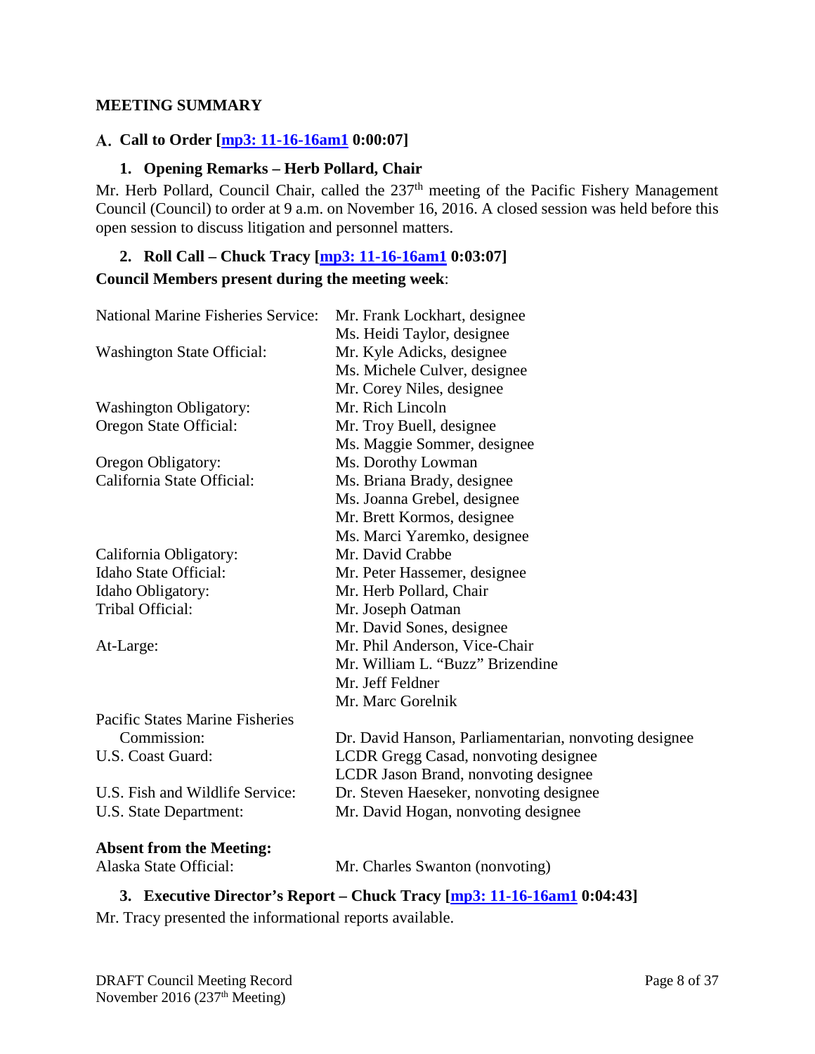## MEETING SUMMARY

### A. Call to Order [mp3: 11-16-16am1 0:00:07]

#### 1. Opening Remarks – Herb Pollard, Chair

Mr. Herb Pollard, Council Chair, called the 237th meeting of the Pacific Fishery Management Council (Council) to order at 9 a.m. on November 16, 2016. A closed session was held before this open session to discuss litigation and personnel matters.

#### 2. Roll Call – Chuck Tracy [mp3: 11-16-16am1 0:03:07]

**Council Members present during the meeting week**:

| | |
|---|---|
| National Marine Fisheries Service: | Mr. Frank Lockhart, designee |
| | Ms. Heidi Taylor, designee |
| Washington State Official: | Mr. Kyle Adicks, designee |
| | Ms. Michele Culver, designee |
| | Mr. Corey Niles, designee |
| Washington Obligatory: | Mr. Rich Lincoln |
| Oregon State Official: | Mr. Troy Buell, designee |
| | Ms. Maggie Sommer, designee |
| Oregon Obligatory: | Ms. Dorothy Lowman |
| California State Official: | Ms. Briana Brady, designee |
| | Ms. Joanna Grebel, designee |
| | Mr. Brett Kormos, designee |
| | Ms. Marci Yaremko, designee |
| California Obligatory: | Mr. David Crabbe |
| Idaho State Official: | Mr. Peter Hassemer, designee |
| Idaho Obligatory: | Mr. Herb Pollard, Chair |
| Tribal Official: | Mr. Joseph Oatman |
| | Mr. David Sones, designee |
| At-Large: | Mr. Phil Anderson, Vice-Chair |
| | Mr. William L. "Buzz" Brizendine |
| | Mr. Jeff Feldner |
| | Mr. Marc Gorelnik |
| Pacific States Marine Fisheries Commission: | Dr. David Hanson, Parliamentarian, nonvoting designee |
| U.S. Coast Guard: | LCDR Gregg Casad, nonvoting designee |
| | LCDR Jason Brand, nonvoting designee |
| U.S. Fish and Wildlife Service: | Dr. Steven Haeseker, nonvoting designee |
| U.S. State Department: | Mr. David Hogan, nonvoting designee |

**Absent from the Meeting:**

| | |
|---|---|
| Alaska State Official: | Mr. Charles Swanton (nonvoting) |

#### 3. Executive Director's Report – Chuck Tracy [mp3: 11-16-16am1 0:04:43]

Mr. Tracy presented the informational reports available.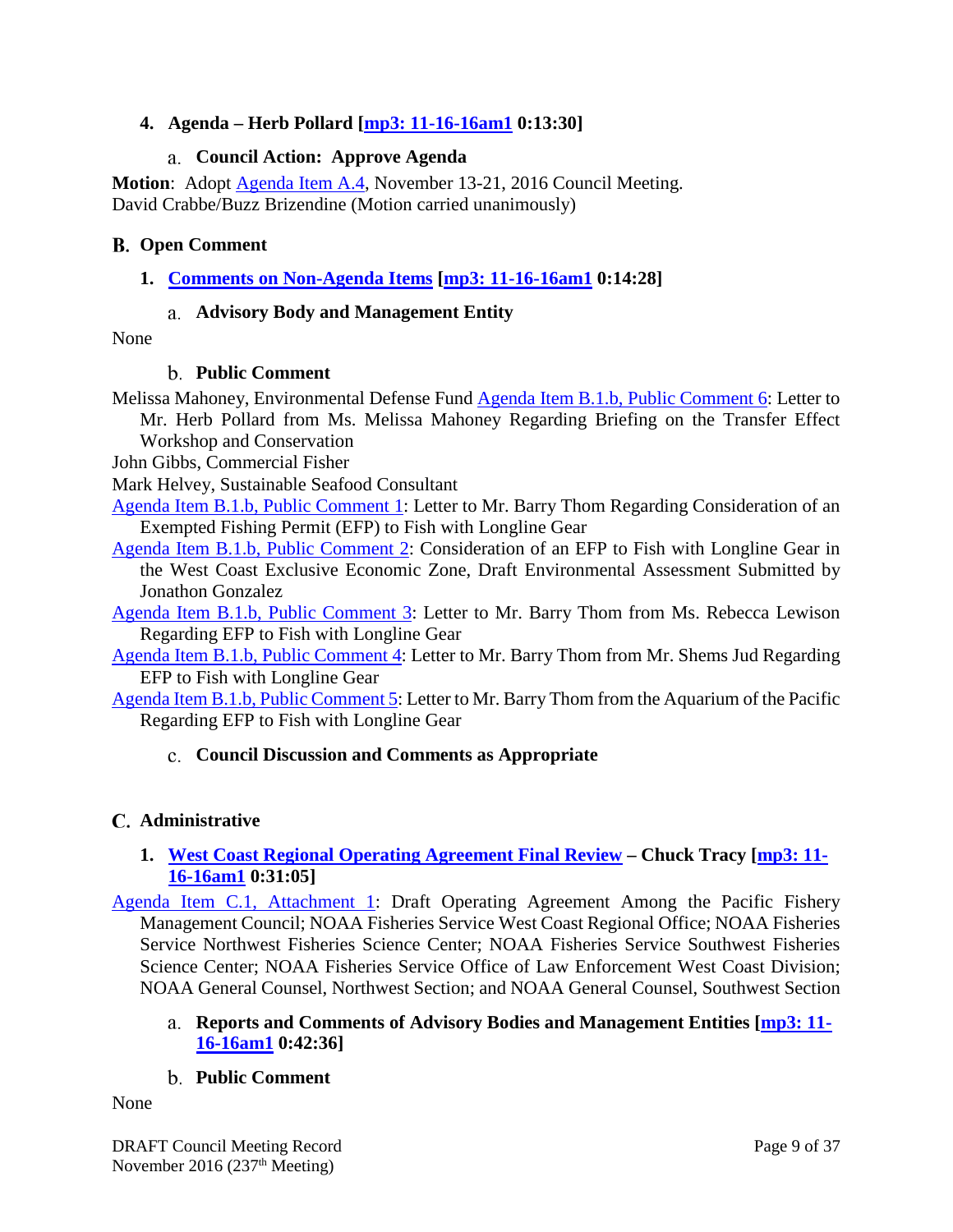#### 4. Agenda – Herb Pollard [mp3: 11-16-16am1 0:13:30]

##### a. Council Action: Approve Agenda

**Motion**: Adopt Agenda Item A.4, November 13-21, 2016 Council Meeting.
David Crabbe/Buzz Brizendine (Motion carried unanimously)

### B. Open Comment

#### 1. Comments on Non-Agenda Items [mp3: 11-16-16am1 0:14:28]

##### a. Advisory Body and Management Entity

None

##### b. Public Comment

Melissa Mahoney, Environmental Defense Fund Agenda Item B.1.b, Public Comment 6: Letter to Mr. Herb Pollard from Ms. Melissa Mahoney Regarding Briefing on the Transfer Effect Workshop and Conservation

John Gibbs, Commercial Fisher

Mark Helvey, Sustainable Seafood Consultant

Agenda Item B.1.b, Public Comment 1: Letter to Mr. Barry Thom Regarding Consideration of an Exempted Fishing Permit (EFP) to Fish with Longline Gear

Agenda Item B.1.b, Public Comment 2: Consideration of an EFP to Fish with Longline Gear in the West Coast Exclusive Economic Zone, Draft Environmental Assessment Submitted by Jonathon Gonzalez

Agenda Item B.1.b, Public Comment 3: Letter to Mr. Barry Thom from Ms. Rebecca Lewison Regarding EFP to Fish with Longline Gear

Agenda Item B.1.b, Public Comment 4: Letter to Mr. Barry Thom from Mr. Shems Jud Regarding EFP to Fish with Longline Gear

Agenda Item B.1.b, Public Comment 5: Letter to Mr. Barry Thom from the Aquarium of the Pacific Regarding EFP to Fish with Longline Gear

##### c. Council Discussion and Comments as Appropriate

### C. Administrative

#### 1. West Coast Regional Operating Agreement Final Review – Chuck Tracy [mp3: 11-16-16am1 0:31:05]

Agenda Item C.1, Attachment 1: Draft Operating Agreement Among the Pacific Fishery Management Council; NOAA Fisheries Service West Coast Regional Office; NOAA Fisheries Service Northwest Fisheries Science Center; NOAA Fisheries Service Southwest Fisheries Science Center; NOAA Fisheries Service Office of Law Enforcement West Coast Division; NOAA General Counsel, Northwest Section; and NOAA General Counsel, Southwest Section

##### a. Reports and Comments of Advisory Bodies and Management Entities [mp3: 11-16-16am1 0:42:36]

##### b. Public Comment

None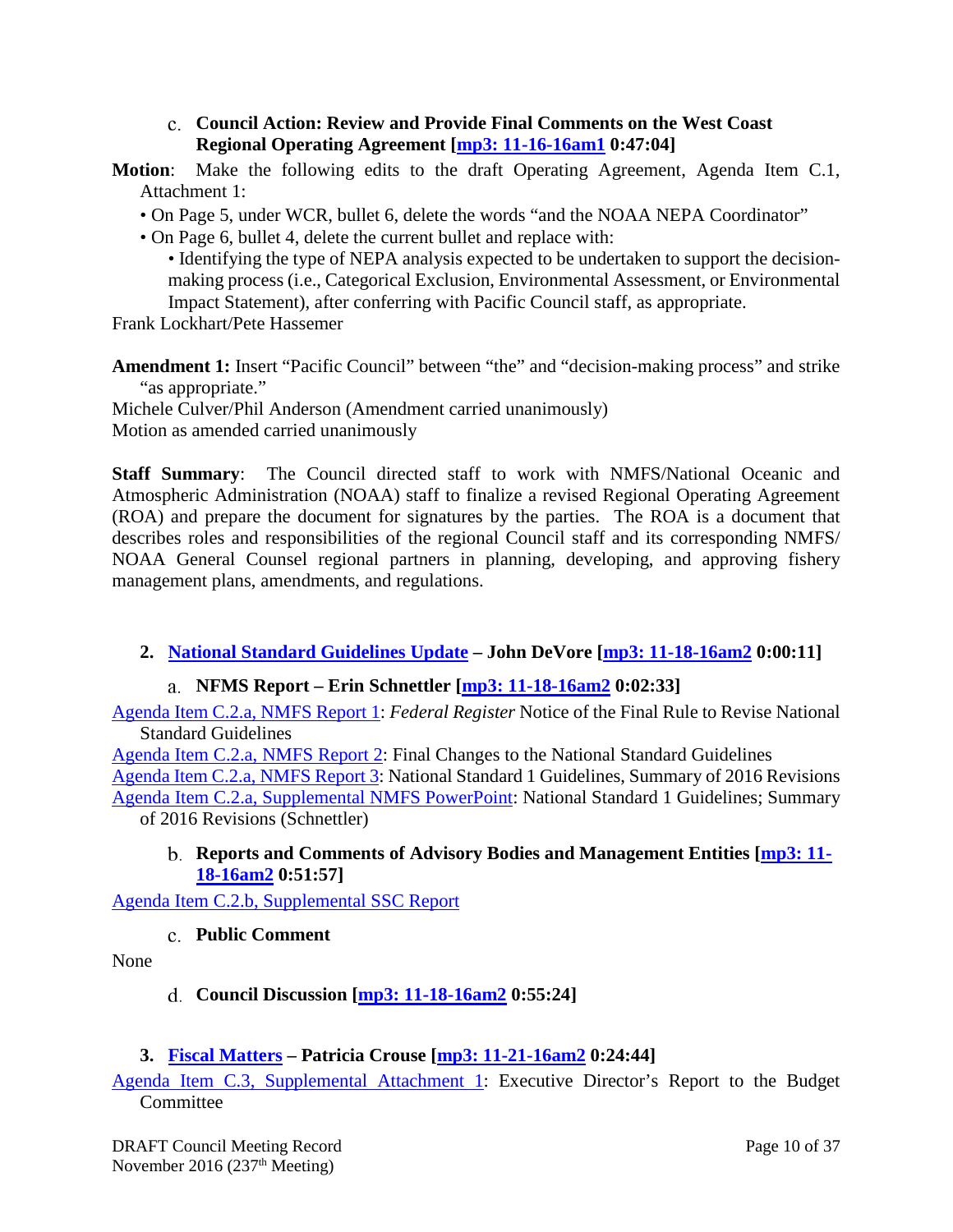### c. Council Action: Review and Provide Final Comments on the West Coast Regional Operating Agreement [mp3: 11-16-16am1 0:47:04]

**Motion**: Make the following edits to the draft Operating Agreement, Agenda Item C.1, Attachment 1:

- On Page 5, under WCR, bullet 6, delete the words "and the NOAA NEPA Coordinator"
- On Page 6, bullet 4, delete the current bullet and replace with:
  - Identifying the type of NEPA analysis expected to be undertaken to support the decision-making process (i.e., Categorical Exclusion, Environmental Assessment, or Environmental Impact Statement), after conferring with Pacific Council staff, as appropriate.

Frank Lockhart/Pete Hassemer

**Amendment 1:** Insert "Pacific Council" between "the" and "decision-making process" and strike "as appropriate."

Michele Culver/Phil Anderson (Amendment carried unanimously)
Motion as amended carried unanimously

**Staff Summary**: The Council directed staff to work with NMFS/National Oceanic and Atmospheric Administration (NOAA) staff to finalize a revised Regional Operating Agreement (ROA) and prepare the document for signatures by the parties. The ROA is a document that describes roles and responsibilities of the regional Council staff and its corresponding NMFS/ NOAA General Counsel regional partners in planning, developing, and approving fishery management plans, amendments, and regulations.

## 2. National Standard Guidelines Update – John DeVore [mp3: 11-18-16am2 0:00:11]

### a. NFMS Report – Erin Schnettler [mp3: 11-18-16am2 0:02:33]

Agenda Item C.2.a, NMFS Report 1: *Federal Register* Notice of the Final Rule to Revise National Standard Guidelines

Agenda Item C.2.a, NMFS Report 2: Final Changes to the National Standard Guidelines

Agenda Item C.2.a, NMFS Report 3: National Standard 1 Guidelines, Summary of 2016 Revisions

Agenda Item C.2.a, Supplemental NMFS PowerPoint: National Standard 1 Guidelines; Summary of 2016 Revisions (Schnettler)

### b. Reports and Comments of Advisory Bodies and Management Entities [mp3: 11-18-16am2 0:51:57]

Agenda Item C.2.b, Supplemental SSC Report

### c. Public Comment

None

### d. Council Discussion [mp3: 11-18-16am2 0:55:24]

## 3. Fiscal Matters – Patricia Crouse [mp3: 11-21-16am2 0:24:44]

Agenda Item C.3, Supplemental Attachment 1: Executive Director's Report to the Budget Committee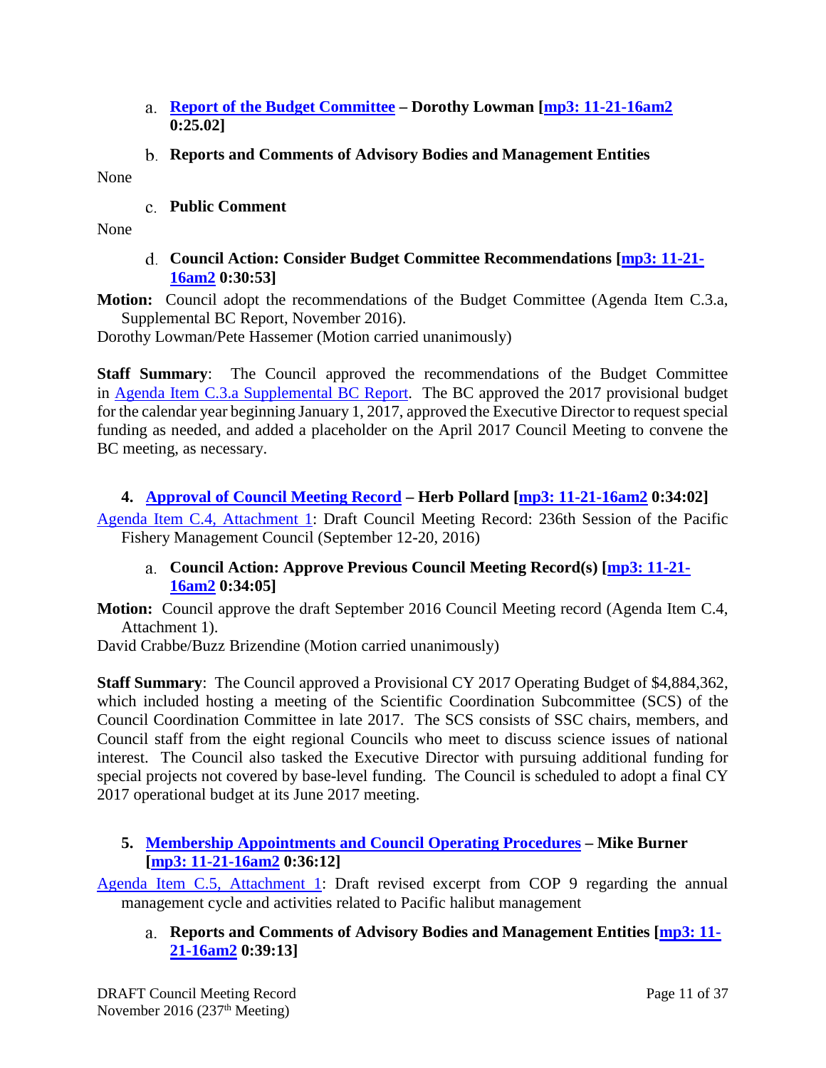a. **[Report of the Budget Committee](#) – Dorothy Lowman [[mp3: 11-21-16am2](#) 0:25.02]**

b. **Reports and Comments of Advisory Bodies and Management Entities**

None

c. **Public Comment**

None

d. **Council Action: Consider Budget Committee Recommendations [[mp3: 11-21-16am2](#) 0:30:53]**

**Motion:** Council adopt the recommendations of the Budget Committee (Agenda Item C.3.a, Supplemental BC Report, November 2016).

Dorothy Lowman/Pete Hassemer (Motion carried unanimously)

**Staff Summary**: The Council approved the recommendations of the Budget Committee in [Agenda Item C.3.a Supplemental BC Report](#). The BC approved the 2017 provisional budget for the calendar year beginning January 1, 2017, approved the Executive Director to request special funding as needed, and added a placeholder on the April 2017 Council Meeting to convene the BC meeting, as necessary.

**4. [Approval of Council Meeting Record](#) – Herb Pollard [[mp3: 11-21-16am2](#) 0:34:02]**

[Agenda Item C.4, Attachment 1](#): Draft Council Meeting Record: 236th Session of the Pacific Fishery Management Council (September 12-20, 2016)

a. **Council Action: Approve Previous Council Meeting Record(s) [[mp3: 11-21-16am2](#) 0:34:05]**

**Motion:** Council approve the draft September 2016 Council Meeting record (Agenda Item C.4, Attachment 1).

David Crabbe/Buzz Brizendine (Motion carried unanimously)

**Staff Summary**: The Council approved a Provisional CY 2017 Operating Budget of $4,884,362, which included hosting a meeting of the Scientific Coordination Subcommittee (SCS) of the Council Coordination Committee in late 2017. The SCS consists of SSC chairs, members, and Council staff from the eight regional Councils who meet to discuss science issues of national interest. The Council also tasked the Executive Director with pursuing additional funding for special projects not covered by base-level funding. The Council is scheduled to adopt a final CY 2017 operational budget at its June 2017 meeting.

**5. [Membership Appointments and Council Operating Procedures](#) – Mike Burner [[mp3: 11-21-16am2](#) 0:36:12]**

[Agenda Item C.5, Attachment 1](#): Draft revised excerpt from COP 9 regarding the annual management cycle and activities related to Pacific halibut management

a. **Reports and Comments of Advisory Bodies and Management Entities [[mp3: 11-21-16am2](#) 0:39:13]**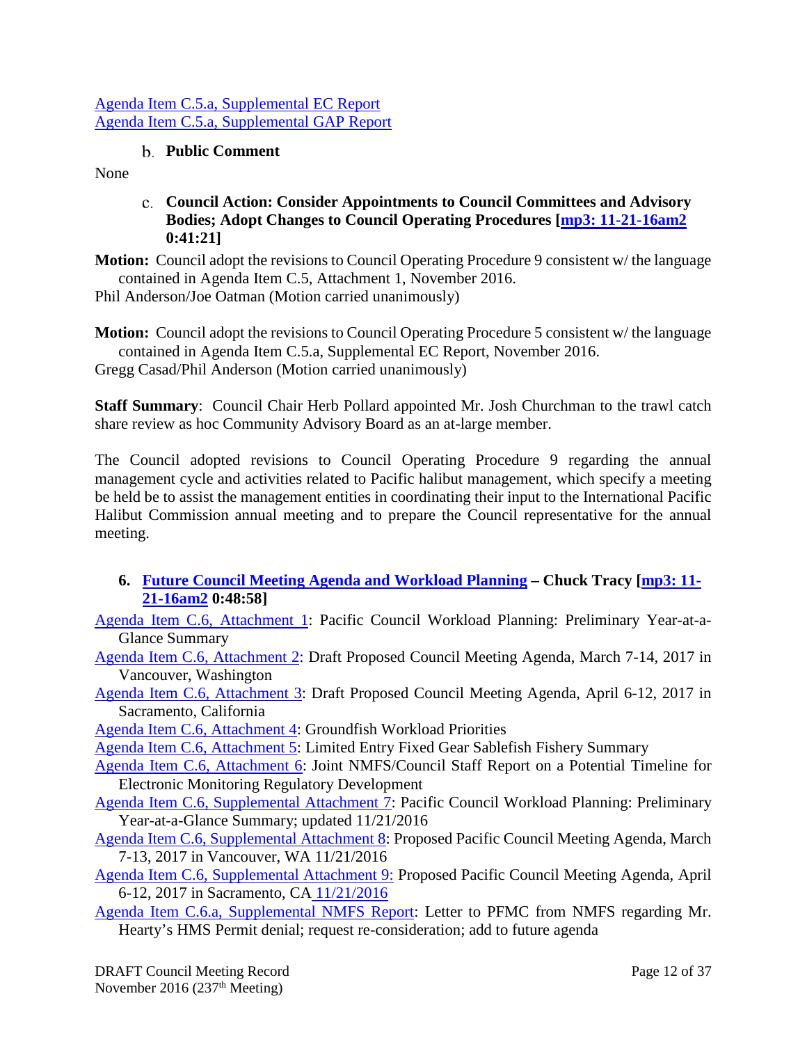Agenda Item C.5.a, Supplemental EC Report
Agenda Item C.5.a, Supplemental GAP Report

### b. Public Comment

None

### c. Council Action: Consider Appointments to Council Committees and Advisory Bodies; Adopt Changes to Council Operating Procedures [mp3: 11-21-16am2 0:41:21]

**Motion:** Council adopt the revisions to Council Operating Procedure 9 consistent w/ the language contained in Agenda Item C.5, Attachment 1, November 2016.
Phil Anderson/Joe Oatman (Motion carried unanimously)

**Motion:** Council adopt the revisions to Council Operating Procedure 5 consistent w/ the language contained in Agenda Item C.5.a, Supplemental EC Report, November 2016.
Gregg Casad/Phil Anderson (Motion carried unanimously)

**Staff Summary**: Council Chair Herb Pollard appointed Mr. Josh Churchman to the trawl catch share review as hoc Community Advisory Board as an at-large member.

The Council adopted revisions to Council Operating Procedure 9 regarding the annual management cycle and activities related to Pacific halibut management, which specify a meeting be held be to assist the management entities in coordinating their input to the International Pacific Halibut Commission annual meeting and to prepare the Council representative for the annual meeting.

## 6. Future Council Meeting Agenda and Workload Planning – Chuck Tracy [mp3: 11-21-16am2 0:48:58]

Agenda Item C.6, Attachment 1: Pacific Council Workload Planning: Preliminary Year-at-a-Glance Summary
Agenda Item C.6, Attachment 2: Draft Proposed Council Meeting Agenda, March 7-14, 2017 in Vancouver, Washington
Agenda Item C.6, Attachment 3: Draft Proposed Council Meeting Agenda, April 6-12, 2017 in Sacramento, California
Agenda Item C.6, Attachment 4: Groundfish Workload Priorities
Agenda Item C.6, Attachment 5: Limited Entry Fixed Gear Sablefish Fishery Summary
Agenda Item C.6, Attachment 6: Joint NMFS/Council Staff Report on a Potential Timeline for Electronic Monitoring Regulatory Development
Agenda Item C.6, Supplemental Attachment 7: Pacific Council Workload Planning: Preliminary Year-at-a-Glance Summary; updated 11/21/2016
Agenda Item C.6, Supplemental Attachment 8: Proposed Pacific Council Meeting Agenda, March 7-13, 2017 in Vancouver, WA 11/21/2016
Agenda Item C.6, Supplemental Attachment 9: Proposed Pacific Council Meeting Agenda, April 6-12, 2017 in Sacramento, CA 11/21/2016
Agenda Item C.6.a, Supplemental NMFS Report: Letter to PFMC from NMFS regarding Mr. Hearty's HMS Permit denial; request re-consideration; add to future agenda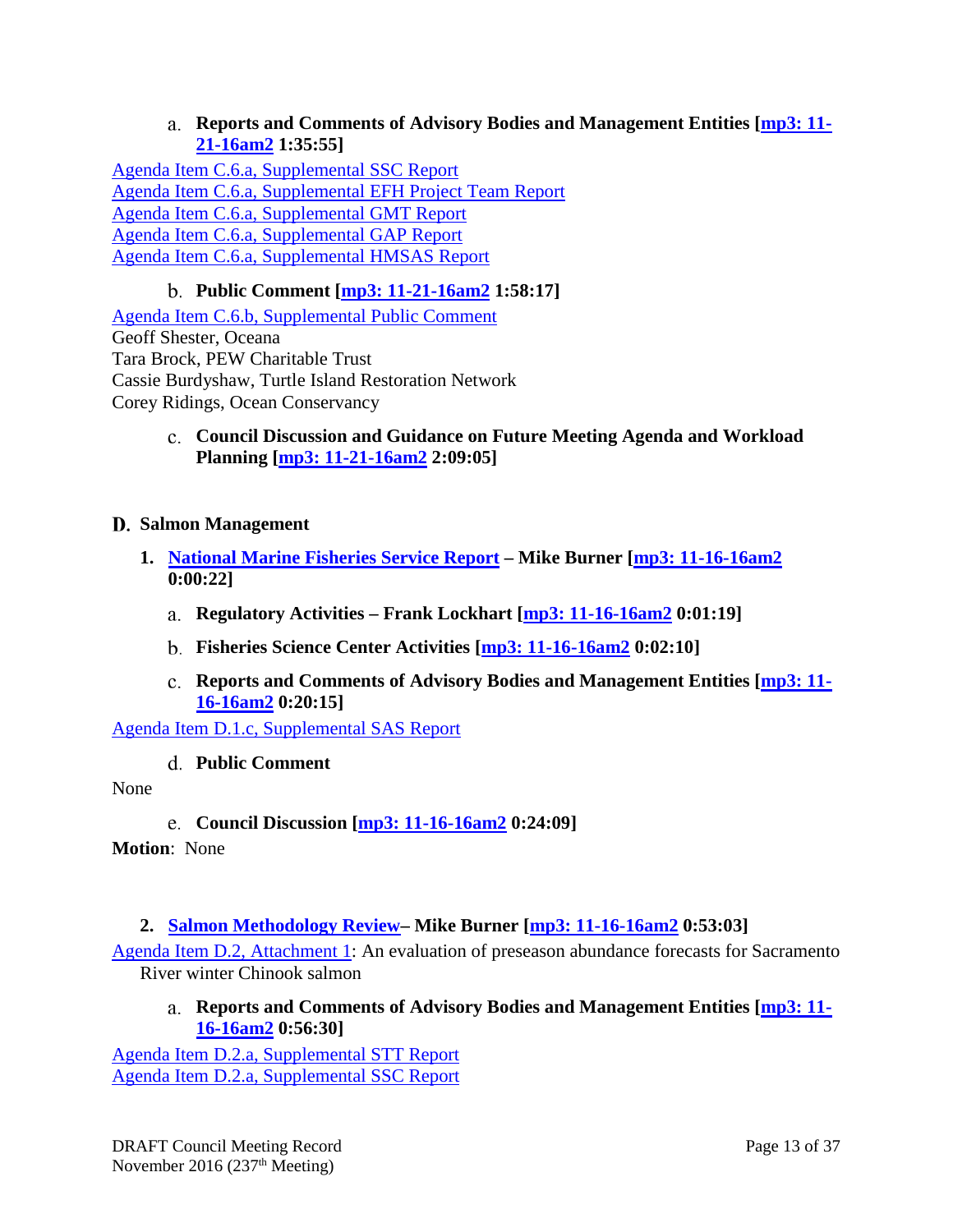a. **Reports and Comments of Advisory Bodies and Management Entities [mp3: 11-21-16am2 1:35:55]**

Agenda Item C.6.a, Supplemental SSC Report
Agenda Item C.6.a, Supplemental EFH Project Team Report
Agenda Item C.6.a, Supplemental GMT Report
Agenda Item C.6.a, Supplemental GAP Report
Agenda Item C.6.a, Supplemental HMSAS Report

b. **Public Comment [mp3: 11-21-16am2 1:58:17]**

Agenda Item C.6.b, Supplemental Public Comment
Geoff Shester, Oceana
Tara Brock, PEW Charitable Trust
Cassie Burdyshaw, Turtle Island Restoration Network
Corey Ridings, Ocean Conservancy

c. **Council Discussion and Guidance on Future Meeting Agenda and Workload Planning [mp3: 11-21-16am2 2:09:05]**

## D. Salmon Management

**1. National Marine Fisheries Service Report – Mike Burner [mp3: 11-16-16am2 0:00:22]**

a. **Regulatory Activities – Frank Lockhart [mp3: 11-16-16am2 0:01:19]**

b. **Fisheries Science Center Activities [mp3: 11-16-16am2 0:02:10]**

c. **Reports and Comments of Advisory Bodies and Management Entities [mp3: 11-16-16am2 0:20:15]**

Agenda Item D.1.c, Supplemental SAS Report

d. **Public Comment**

None

e. **Council Discussion [mp3: 11-16-16am2 0:24:09]**

**Motion**: None

**2. Salmon Methodology Review– Mike Burner [mp3: 11-16-16am2 0:53:03]**

Agenda Item D.2, Attachment 1: An evaluation of preseason abundance forecasts for Sacramento River winter Chinook salmon

a. **Reports and Comments of Advisory Bodies and Management Entities [mp3: 11-16-16am2 0:56:30]**

Agenda Item D.2.a, Supplemental STT Report
Agenda Item D.2.a, Supplemental SSC Report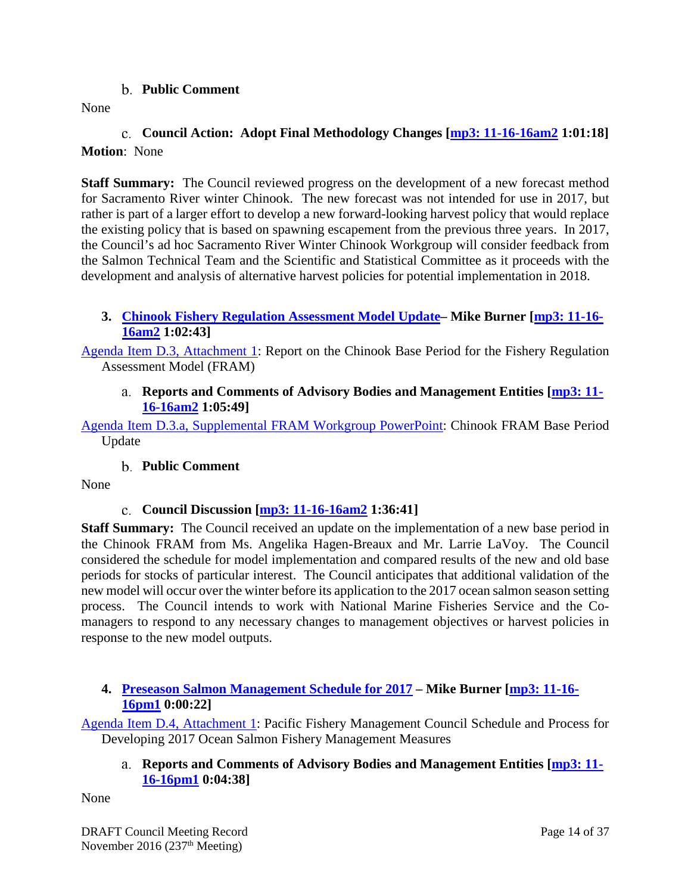#### b. Public Comment

None

#### c. Council Action: Adopt Final Methodology Changes [mp3: 11-16-16am2 1:01:18]

**Motion**: None

**Staff Summary:** The Council reviewed progress on the development of a new forecast method for Sacramento River winter Chinook. The new forecast was not intended for use in 2017, but rather is part of a larger effort to develop a new forward-looking harvest policy that would replace the existing policy that is based on spawning escapement from the previous three years. In 2017, the Council's ad hoc Sacramento River Winter Chinook Workgroup will consider feedback from the Salmon Technical Team and the Scientific and Statistical Committee as it proceeds with the development and analysis of alternative harvest policies for potential implementation in 2018.

### 3. Chinook Fishery Regulation Assessment Model Update– Mike Burner [mp3: 11-16-16am2 1:02:43]

Agenda Item D.3, Attachment 1: Report on the Chinook Base Period for the Fishery Regulation Assessment Model (FRAM)

#### a. Reports and Comments of Advisory Bodies and Management Entities [mp3: 11-16-16am2 1:05:49]

Agenda Item D.3.a, Supplemental FRAM Workgroup PowerPoint: Chinook FRAM Base Period Update

#### b. Public Comment

None

#### c. Council Discussion [mp3: 11-16-16am2 1:36:41]

**Staff Summary:** The Council received an update on the implementation of a new base period in the Chinook FRAM from Ms. Angelika Hagen-Breaux and Mr. Larrie LaVoy. The Council considered the schedule for model implementation and compared results of the new and old base periods for stocks of particular interest. The Council anticipates that additional validation of the new model will occur over the winter before its application to the 2017 ocean salmon season setting process. The Council intends to work with National Marine Fisheries Service and the Co-managers to respond to any necessary changes to management objectives or harvest policies in response to the new model outputs.

### 4. Preseason Salmon Management Schedule for 2017 – Mike Burner [mp3: 11-16-16pm1 0:00:22]

Agenda Item D.4, Attachment 1: Pacific Fishery Management Council Schedule and Process for Developing 2017 Ocean Salmon Fishery Management Measures

#### a. Reports and Comments of Advisory Bodies and Management Entities [mp3: 11-16-16pm1 0:04:38]

None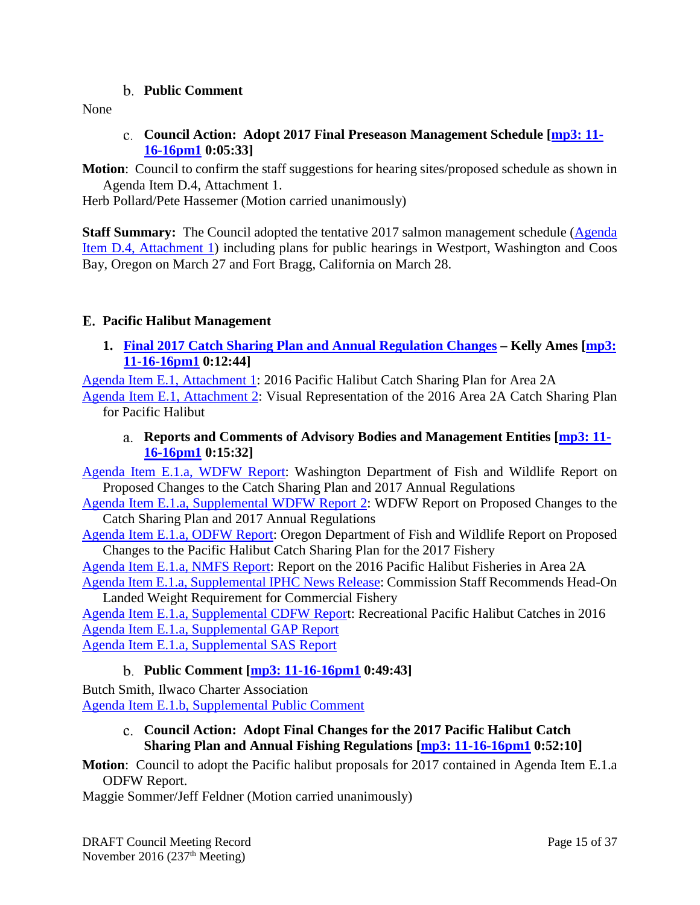### b. Public Comment

None

### c. Council Action: Adopt 2017 Final Preseason Management Schedule [mp3: 11-16-16pm1 0:05:33]

**Motion**: Council to confirm the staff suggestions for hearing sites/proposed schedule as shown in Agenda Item D.4, Attachment 1.

Herb Pollard/Pete Hassemer (Motion carried unanimously)

**Staff Summary:** The Council adopted the tentative 2017 salmon management schedule (Agenda Item D.4, Attachment 1) including plans for public hearings in Westport, Washington and Coos Bay, Oregon on March 27 and Fort Bragg, California on March 28.

## E. Pacific Halibut Management

### 1. Final 2017 Catch Sharing Plan and Annual Regulation Changes – Kelly Ames [mp3: 11-16-16pm1 0:12:44]

Agenda Item E.1, Attachment 1: 2016 Pacific Halibut Catch Sharing Plan for Area 2A

Agenda Item E.1, Attachment 2: Visual Representation of the 2016 Area 2A Catch Sharing Plan for Pacific Halibut

#### a. Reports and Comments of Advisory Bodies and Management Entities [mp3: 11-16-16pm1 0:15:32]

Agenda Item E.1.a, WDFW Report: Washington Department of Fish and Wildlife Report on Proposed Changes to the Catch Sharing Plan and 2017 Annual Regulations

Agenda Item E.1.a, Supplemental WDFW Report 2: WDFW Report on Proposed Changes to the Catch Sharing Plan and 2017 Annual Regulations

Agenda Item E.1.a, ODFW Report: Oregon Department of Fish and Wildlife Report on Proposed Changes to the Pacific Halibut Catch Sharing Plan for the 2017 Fishery

Agenda Item E.1.a, NMFS Report: Report on the 2016 Pacific Halibut Fisheries in Area 2A

Agenda Item E.1.a, Supplemental IPHC News Release: Commission Staff Recommends Head-On Landed Weight Requirement for Commercial Fishery

Agenda Item E.1.a, Supplemental CDFW Report: Recreational Pacific Halibut Catches in 2016

Agenda Item E.1.a, Supplemental GAP Report

Agenda Item E.1.a, Supplemental SAS Report

#### b. Public Comment [mp3: 11-16-16pm1 0:49:43]

Butch Smith, Ilwaco Charter Association

Agenda Item E.1.b, Supplemental Public Comment

#### c. Council Action: Adopt Final Changes for the 2017 Pacific Halibut Catch Sharing Plan and Annual Fishing Regulations [mp3: 11-16-16pm1 0:52:10]

**Motion**: Council to adopt the Pacific halibut proposals for 2017 contained in Agenda Item E.1.a ODFW Report.

Maggie Sommer/Jeff Feldner (Motion carried unanimously)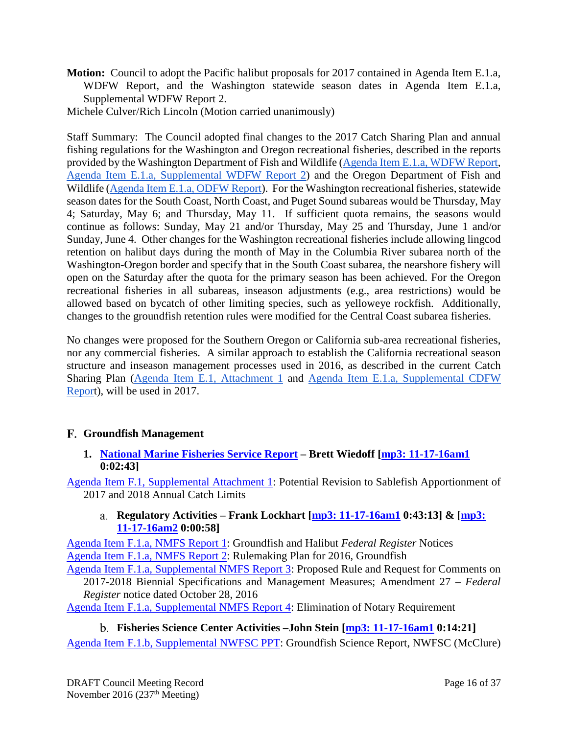**Motion:** Council to adopt the Pacific halibut proposals for 2017 contained in Agenda Item E.1.a, WDFW Report, and the Washington statewide season dates in Agenda Item E.1.a, Supplemental WDFW Report 2.

Michele Culver/Rich Lincoln (Motion carried unanimously)

Staff Summary: The Council adopted final changes to the 2017 Catch Sharing Plan and annual fishing regulations for the Washington and Oregon recreational fisheries, described in the reports provided by the Washington Department of Fish and Wildlife (Agenda Item E.1.a, WDFW Report, Agenda Item E.1.a, Supplemental WDFW Report 2) and the Oregon Department of Fish and Wildlife (Agenda Item E.1.a, ODFW Report). For the Washington recreational fisheries, statewide season dates for the South Coast, North Coast, and Puget Sound subareas would be Thursday, May 4; Saturday, May 6; and Thursday, May 11. If sufficient quota remains, the seasons would continue as follows: Sunday, May 21 and/or Thursday, May 25 and Thursday, June 1 and/or Sunday, June 4. Other changes for the Washington recreational fisheries include allowing lingcod retention on halibut days during the month of May in the Columbia River subarea north of the Washington-Oregon border and specify that in the South Coast subarea, the nearshore fishery will open on the Saturday after the quota for the primary season has been achieved. For the Oregon recreational fisheries in all subareas, inseason adjustments (e.g., area restrictions) would be allowed based on bycatch of other limiting species, such as yelloweye rockfish. Additionally, changes to the groundfish retention rules were modified for the Central Coast subarea fisheries.

No changes were proposed for the Southern Oregon or California sub-area recreational fisheries, nor any commercial fisheries. A similar approach to establish the California recreational season structure and inseason management processes used in 2016, as described in the current Catch Sharing Plan (Agenda Item E.1, Attachment 1 and Agenda Item E.1.a, Supplemental CDFW Report), will be used in 2017.

## F. Groundfish Management

### 1. National Marine Fisheries Service Report – Brett Wiedoff [mp3: 11-17-16am1 0:02:43]

Agenda Item F.1, Supplemental Attachment 1: Potential Revision to Sablefish Apportionment of 2017 and 2018 Annual Catch Limits

#### a. Regulatory Activities – Frank Lockhart [mp3: 11-17-16am1 0:43:13] & [mp3: 11-17-16am2 0:00:58]

Agenda Item F.1.a, NMFS Report 1: Groundfish and Halibut *Federal Register* Notices

Agenda Item F.1.a, NMFS Report 2: Rulemaking Plan for 2016, Groundfish

Agenda Item F.1.a, Supplemental NMFS Report 3: Proposed Rule and Request for Comments on 2017-2018 Biennial Specifications and Management Measures; Amendment 27 – *Federal Register* notice dated October 28, 2016

Agenda Item F.1.a, Supplemental NMFS Report 4: Elimination of Notary Requirement

#### b. Fisheries Science Center Activities –John Stein [mp3: 11-17-16am1 0:14:21]

Agenda Item F.1.b, Supplemental NWFSC PPT: Groundfish Science Report, NWFSC (McClure)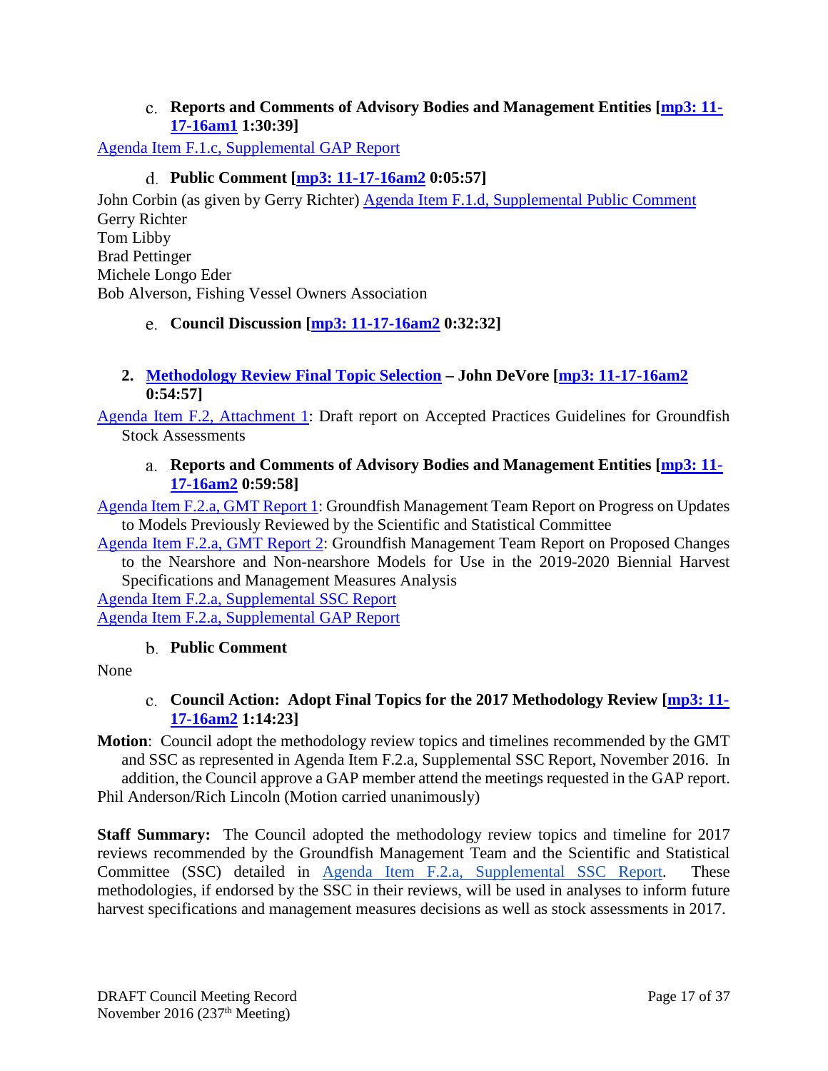c. **Reports and Comments of Advisory Bodies and Management Entities [mp3: 11-17-16am1 1:30:39]**

Agenda Item F.1.c, Supplemental GAP Report

d. **Public Comment [mp3: 11-17-16am2 0:05:57]**

John Corbin (as given by Gerry Richter) Agenda Item F.1.d, Supplemental Public Comment
Gerry Richter
Tom Libby
Brad Pettinger
Michele Longo Eder
Bob Alverson, Fishing Vessel Owners Association

e. **Council Discussion [mp3: 11-17-16am2 0:32:32]**

**2. Methodology Review Final Topic Selection – John DeVore [mp3: 11-17-16am2 0:54:57]**

Agenda Item F.2, Attachment 1: Draft report on Accepted Practices Guidelines for Groundfish Stock Assessments

a. **Reports and Comments of Advisory Bodies and Management Entities [mp3: 11-17-16am2 0:59:58]**

Agenda Item F.2.a, GMT Report 1: Groundfish Management Team Report on Progress on Updates to Models Previously Reviewed by the Scientific and Statistical Committee
Agenda Item F.2.a, GMT Report 2: Groundfish Management Team Report on Proposed Changes to the Nearshore and Non-nearshore Models for Use in the 2019-2020 Biennial Harvest Specifications and Management Measures Analysis
Agenda Item F.2.a, Supplemental SSC Report
Agenda Item F.2.a, Supplemental GAP Report

b. **Public Comment**

None

c. **Council Action: Adopt Final Topics for the 2017 Methodology Review [mp3: 11-17-16am2 1:14:23]**

**Motion**: Council adopt the methodology review topics and timelines recommended by the GMT and SSC as represented in Agenda Item F.2.a, Supplemental SSC Report, November 2016. In addition, the Council approve a GAP member attend the meetings requested in the GAP report.
Phil Anderson/Rich Lincoln (Motion carried unanimously)

**Staff Summary:** The Council adopted the methodology review topics and timeline for 2017 reviews recommended by the Groundfish Management Team and the Scientific and Statistical Committee (SSC) detailed in Agenda Item F.2.a, Supplemental SSC Report. These methodologies, if endorsed by the SSC in their reviews, will be used in analyses to inform future harvest specifications and management measures decisions as well as stock assessments in 2017.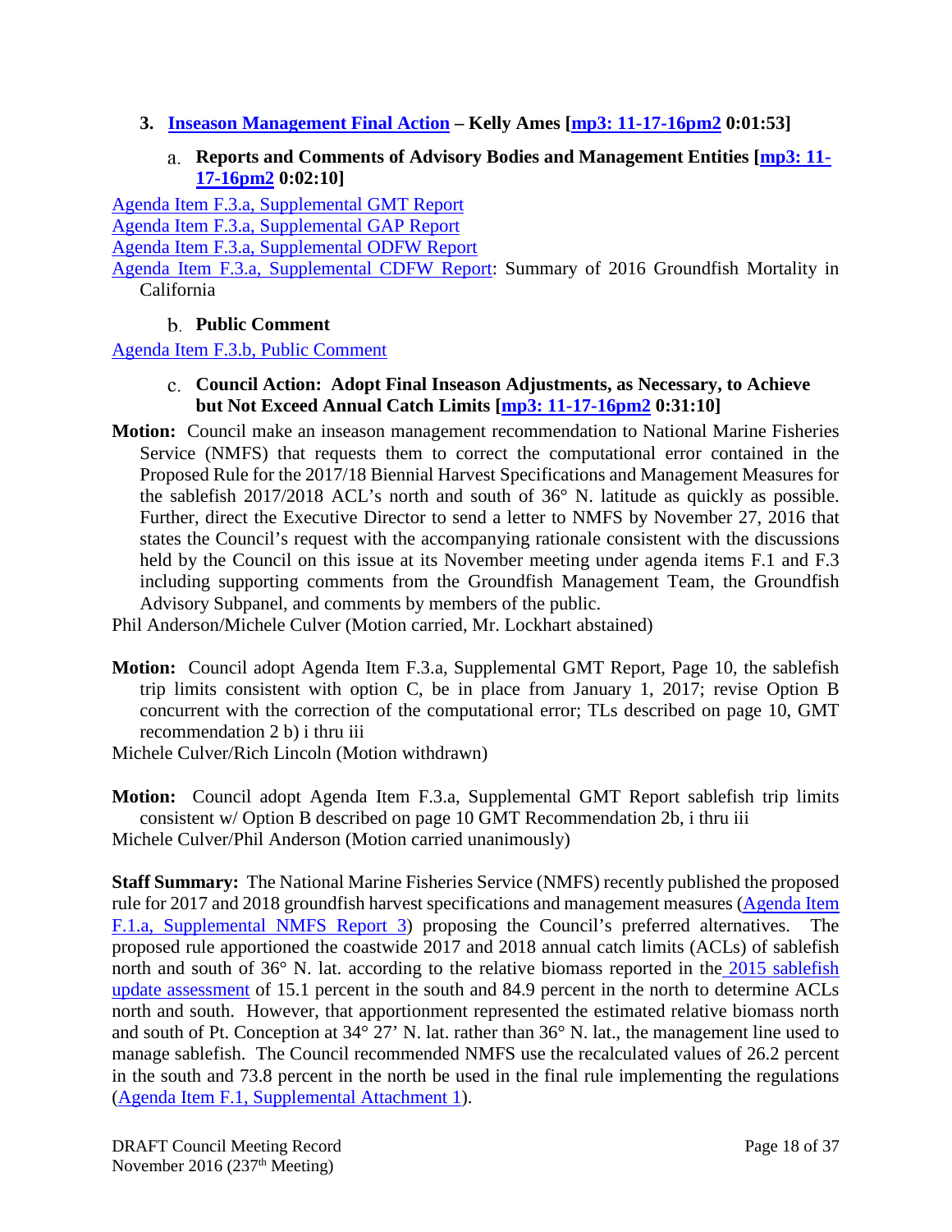### 3. Inseason Management Final Action – Kelly Ames [mp3: 11-17-16pm2 0:01:53]

#### a. Reports and Comments of Advisory Bodies and Management Entities [mp3: 11-17-16pm2 0:02:10]

Agenda Item F.3.a, Supplemental GMT Report
Agenda Item F.3.a, Supplemental GAP Report
Agenda Item F.3.a, Supplemental ODFW Report
Agenda Item F.3.a, Supplemental CDFW Report: Summary of 2016 Groundfish Mortality in California

#### b. Public Comment

Agenda Item F.3.b, Public Comment

#### c. Council Action: Adopt Final Inseason Adjustments, as Necessary, to Achieve but Not Exceed Annual Catch Limits [mp3: 11-17-16pm2 0:31:10]

**Motion:** Council make an inseason management recommendation to National Marine Fisheries Service (NMFS) that requests them to correct the computational error contained in the Proposed Rule for the 2017/18 Biennial Harvest Specifications and Management Measures for the sablefish 2017/2018 ACL's north and south of 36° N. latitude as quickly as possible. Further, direct the Executive Director to send a letter to NMFS by November 27, 2016 that states the Council's request with the accompanying rationale consistent with the discussions held by the Council on this issue at its November meeting under agenda items F.1 and F.3 including supporting comments from the Groundfish Management Team, the Groundfish Advisory Subpanel, and comments by members of the public.

Phil Anderson/Michele Culver (Motion carried, Mr. Lockhart abstained)

**Motion:** Council adopt Agenda Item F.3.a, Supplemental GMT Report, Page 10, the sablefish trip limits consistent with option C, be in place from January 1, 2017; revise Option B concurrent with the correction of the computational error; TLs described on page 10, GMT recommendation 2 b) i thru iii

Michele Culver/Rich Lincoln (Motion withdrawn)

**Motion:** Council adopt Agenda Item F.3.a, Supplemental GMT Report sablefish trip limits consistent w/ Option B described on page 10 GMT Recommendation 2b, i thru iii

Michele Culver/Phil Anderson (Motion carried unanimously)

**Staff Summary:** The National Marine Fisheries Service (NMFS) recently published the proposed rule for 2017 and 2018 groundfish harvest specifications and management measures (Agenda Item F.1.a, Supplemental NMFS Report 3) proposing the Council's preferred alternatives. The proposed rule apportioned the coastwide 2017 and 2018 annual catch limits (ACLs) of sablefish north and south of 36° N. lat. according to the relative biomass reported in the 2015 sablefish update assessment of 15.1 percent in the south and 84.9 percent in the north to determine ACLs north and south. However, that apportionment represented the estimated relative biomass north and south of Pt. Conception at 34° 27' N. lat. rather than 36° N. lat., the management line used to manage sablefish. The Council recommended NMFS use the recalculated values of 26.2 percent in the south and 73.8 percent in the north be used in the final rule implementing the regulations (Agenda Item F.1, Supplemental Attachment 1).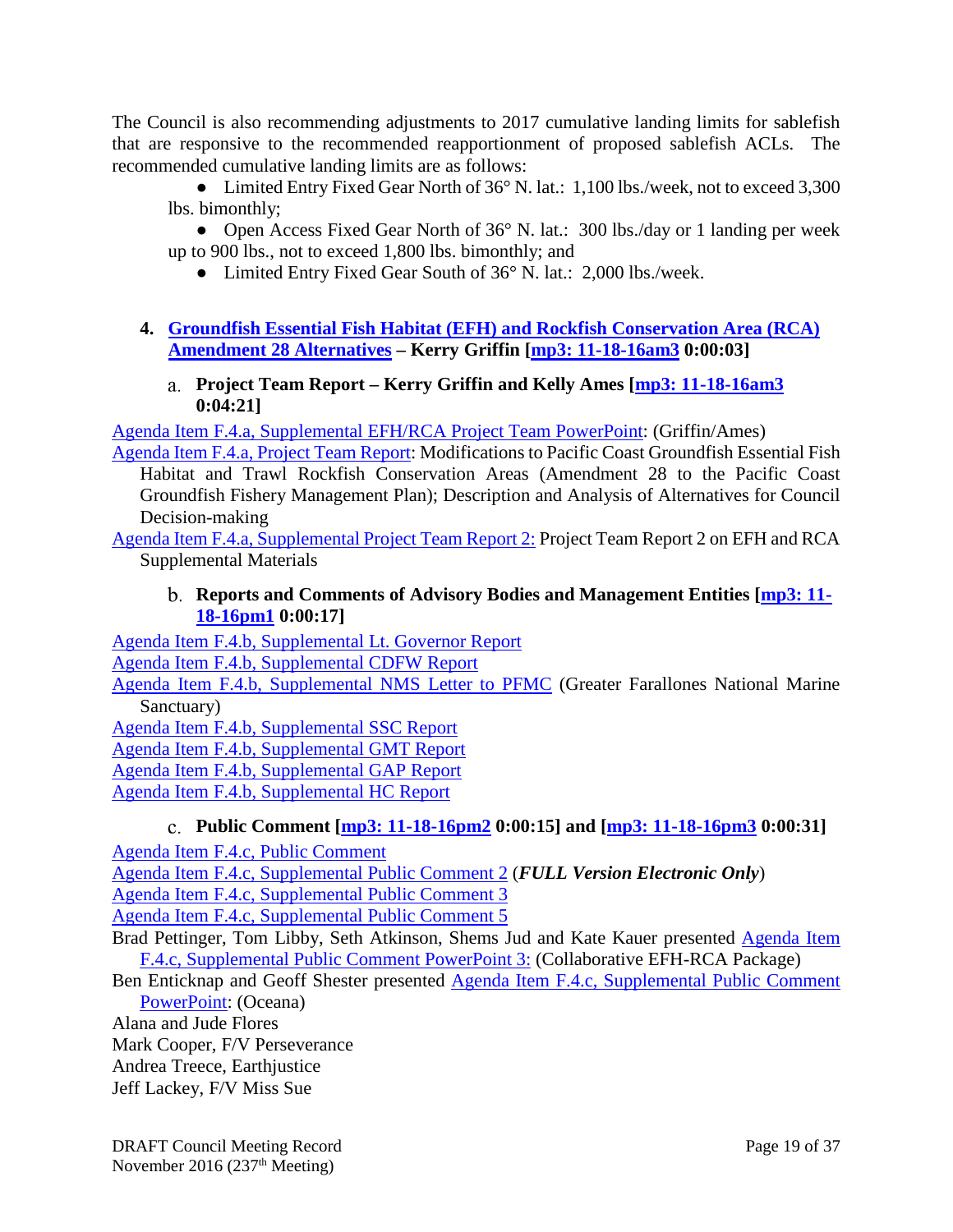The Council is also recommending adjustments to 2017 cumulative landing limits for sablefish that are responsive to the recommended reapportionment of proposed sablefish ACLs. The recommended cumulative landing limits are as follows:

- Limited Entry Fixed Gear North of 36° N. lat.: 1,100 lbs./week, not to exceed 3,300 lbs. bimonthly;
- Open Access Fixed Gear North of 36° N. lat.: 300 lbs./day or 1 landing per week up to 900 lbs., not to exceed 1,800 lbs. bimonthly; and
- Limited Entry Fixed Gear South of 36° N. lat.: 2,000 lbs./week.

**4. Groundfish Essential Fish Habitat (EFH) and Rockfish Conservation Area (RCA) Amendment 28 Alternatives – Kerry Griffin [mp3: 11-18-16am3 0:00:03]**

**a. Project Team Report – Kerry Griffin and Kelly Ames [mp3: 11-18-16am3 0:04:21]**

Agenda Item F.4.a, Supplemental EFH/RCA Project Team PowerPoint: (Griffin/Ames)

Agenda Item F.4.a, Project Team Report: Modifications to Pacific Coast Groundfish Essential Fish Habitat and Trawl Rockfish Conservation Areas (Amendment 28 to the Pacific Coast Groundfish Fishery Management Plan); Description and Analysis of Alternatives for Council Decision-making

Agenda Item F.4.a, Supplemental Project Team Report 2: Project Team Report 2 on EFH and RCA Supplemental Materials

**b. Reports and Comments of Advisory Bodies and Management Entities [mp3: 11-18-16pm1 0:00:17]**

Agenda Item F.4.b, Supplemental Lt. Governor Report

Agenda Item F.4.b, Supplemental CDFW Report

Agenda Item F.4.b, Supplemental NMS Letter to PFMC (Greater Farallones National Marine Sanctuary)

Agenda Item F.4.b, Supplemental SSC Report

Agenda Item F.4.b, Supplemental GMT Report

Agenda Item F.4.b, Supplemental GAP Report

Agenda Item F.4.b, Supplemental HC Report

**c. Public Comment [mp3: 11-18-16pm2 0:00:15] and [mp3: 11-18-16pm3 0:00:31]**

Agenda Item F.4.c, Public Comment

Agenda Item F.4.c, Supplemental Public Comment 2 (***FULL Version Electronic Only***)

Agenda Item F.4.c, Supplemental Public Comment 3

Agenda Item F.4.c, Supplemental Public Comment 5

Brad Pettinger, Tom Libby, Seth Atkinson, Shems Jud and Kate Kauer presented Agenda Item F.4.c, Supplemental Public Comment PowerPoint 3: (Collaborative EFH-RCA Package)

Ben Enticknap and Geoff Shester presented Agenda Item F.4.c, Supplemental Public Comment PowerPoint: (Oceana)

Alana and Jude Flores

Mark Cooper, F/V Perseverance

Andrea Treece, Earthjustice

Jeff Lackey, F/V Miss Sue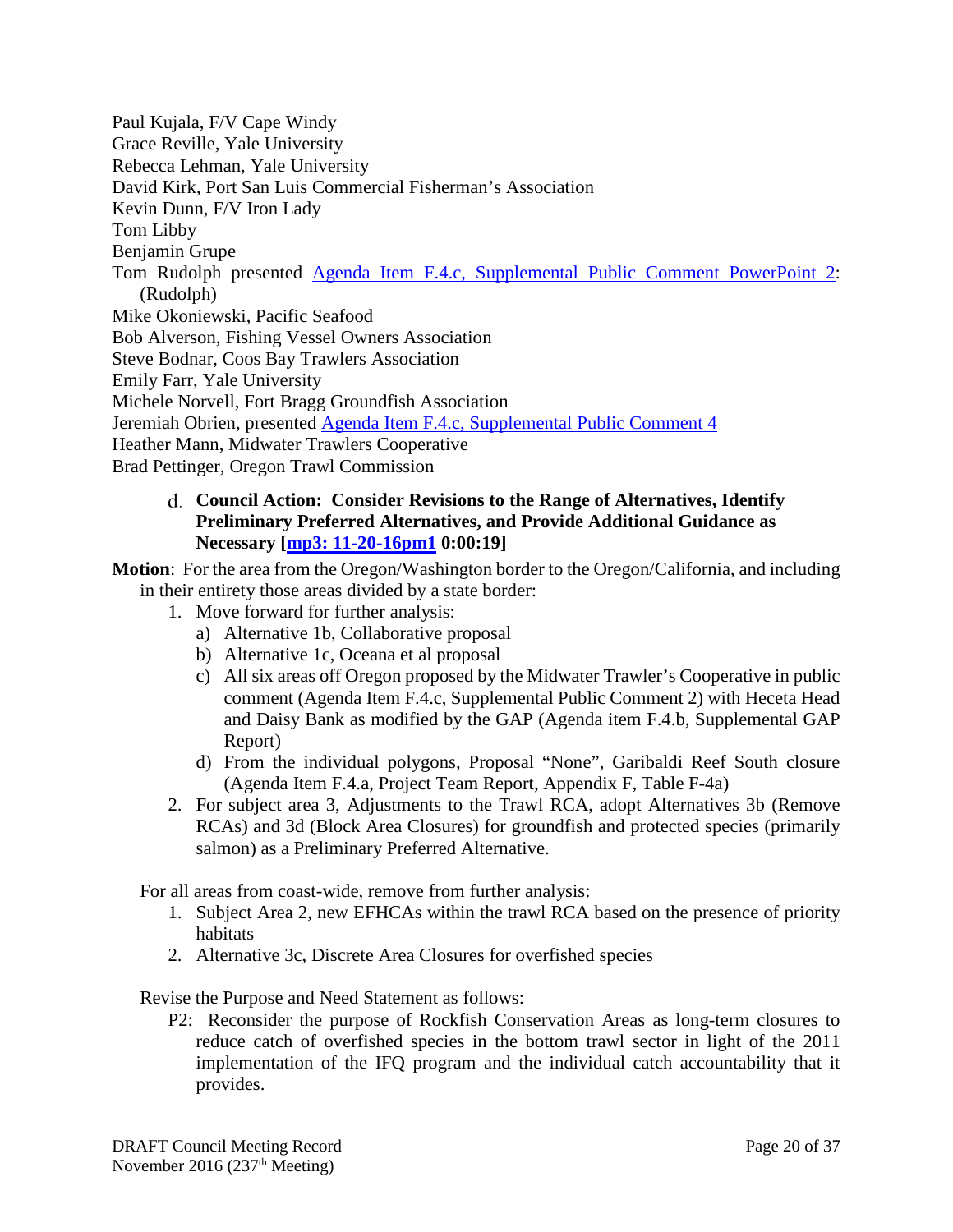Paul Kujala, F/V Cape Windy
Grace Reville, Yale University
Rebecca Lehman, Yale University
David Kirk, Port San Luis Commercial Fisherman's Association
Kevin Dunn, F/V Iron Lady
Tom Libby
Benjamin Grupe
Tom Rudolph presented Agenda Item F.4.c, Supplemental Public Comment PowerPoint 2: (Rudolph)
Mike Okoniewski, Pacific Seafood
Bob Alverson, Fishing Vessel Owners Association
Steve Bodnar, Coos Bay Trawlers Association
Emily Farr, Yale University
Michele Norvell, Fort Bragg Groundfish Association
Jeremiah Obrien, presented Agenda Item F.4.c, Supplemental Public Comment 4
Heather Mann, Midwater Trawlers Cooperative
Brad Pettinger, Oregon Trawl Commission

d. **Council Action: Consider Revisions to the Range of Alternatives, Identify Preliminary Preferred Alternatives, and Provide Additional Guidance as Necessary [mp3: 11-20-16pm1 0:00:19]**

**Motion**: For the area from the Oregon/Washington border to the Oregon/California, and including in their entirety those areas divided by a state border:

1. Move forward for further analysis:
   a) Alternative 1b, Collaborative proposal
   b) Alternative 1c, Oceana et al proposal
   c) All six areas off Oregon proposed by the Midwater Trawler's Cooperative in public comment (Agenda Item F.4.c, Supplemental Public Comment 2) with Heceta Head and Daisy Bank as modified by the GAP (Agenda item F.4.b, Supplemental GAP Report)
   d) From the individual polygons, Proposal "None", Garibaldi Reef South closure (Agenda Item F.4.a, Project Team Report, Appendix F, Table F-4a)
2. For subject area 3, Adjustments to the Trawl RCA, adopt Alternatives 3b (Remove RCAs) and 3d (Block Area Closures) for groundfish and protected species (primarily salmon) as a Preliminary Preferred Alternative.

For all areas from coast-wide, remove from further analysis:

1. Subject Area 2, new EFHCAs within the trawl RCA based on the presence of priority habitats
2. Alternative 3c, Discrete Area Closures for overfished species

Revise the Purpose and Need Statement as follows:

P2: Reconsider the purpose of Rockfish Conservation Areas as long-term closures to reduce catch of overfished species in the bottom trawl sector in light of the 2011 implementation of the IFQ program and the individual catch accountability that it provides.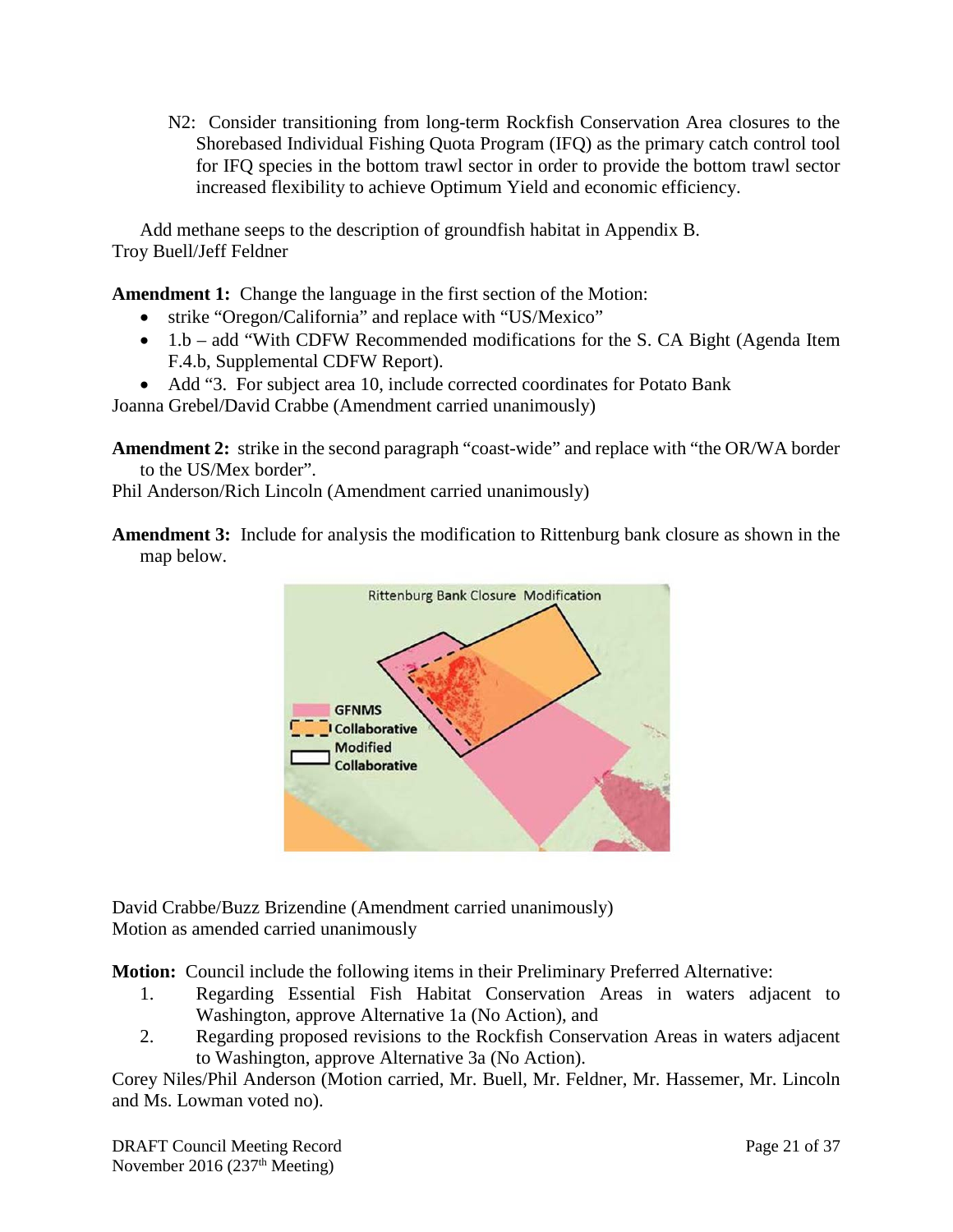N2: Consider transitioning from long-term Rockfish Conservation Area closures to the Shorebased Individual Fishing Quota Program (IFQ) as the primary catch control tool for IFQ species in the bottom trawl sector in order to provide the bottom trawl sector increased flexibility to achieve Optimum Yield and economic efficiency.

Add methane seeps to the description of groundfish habitat in Appendix B.

Troy Buell/Jeff Feldner

**Amendment 1:** Change the language in the first section of the Motion:

- strike "Oregon/California" and replace with "US/Mexico"
- 1.b – add "With CDFW Recommended modifications for the S. CA Bight (Agenda Item F.4.b, Supplemental CDFW Report).
- Add "3. For subject area 10, include corrected coordinates for Potato Bank

Joanna Grebel/David Crabbe (Amendment carried unanimously)

**Amendment 2:** strike in the second paragraph "coast-wide" and replace with "the OR/WA border to the US/Mex border".

Phil Anderson/Rich Lincoln (Amendment carried unanimously)

**Amendment 3:** Include for analysis the modification to Rittenburg bank closure as shown in the map below.

David Crabbe/Buzz Brizendine (Amendment carried unanimously)

Motion as amended carried unanimously

**Motion:** Council include the following items in their Preliminary Preferred Alternative:

1. Regarding Essential Fish Habitat Conservation Areas in waters adjacent to Washington, approve Alternative 1a (No Action), and
2. Regarding proposed revisions to the Rockfish Conservation Areas in waters adjacent to Washington, approve Alternative 3a (No Action).

Corey Niles/Phil Anderson (Motion carried, Mr. Buell, Mr. Feldner, Mr. Hassemer, Mr. Lincoln and Ms. Lowman voted no).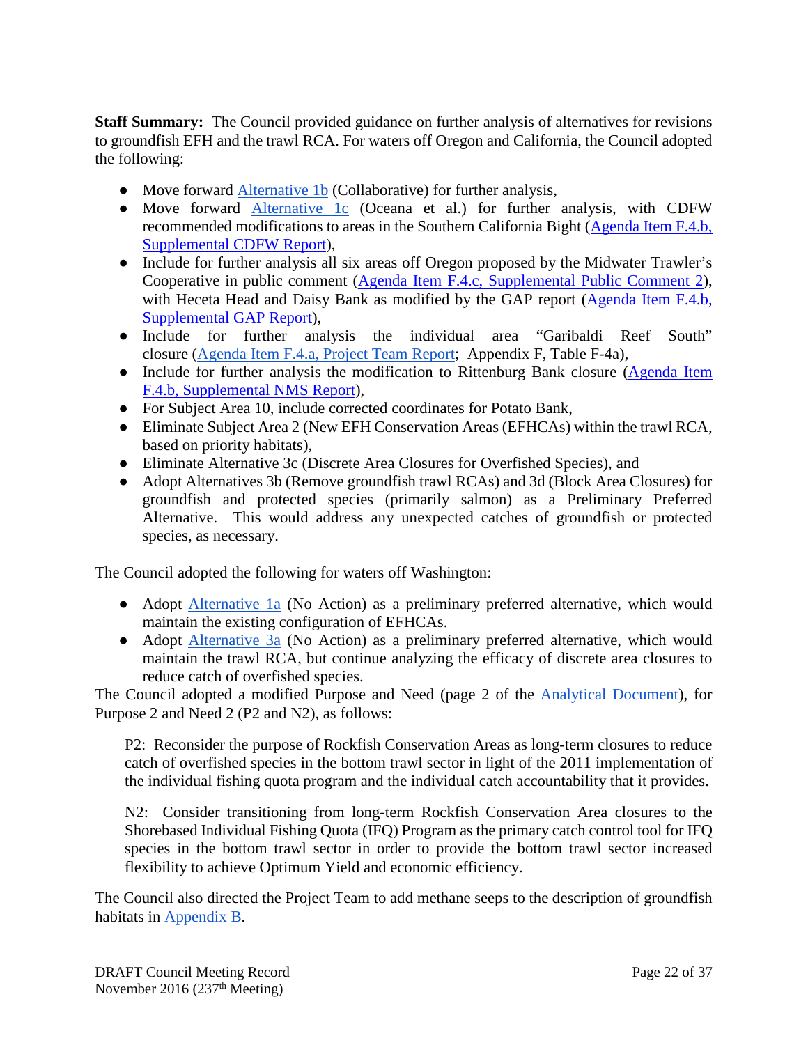**Staff Summary:** The Council provided guidance on further analysis of alternatives for revisions to groundfish EFH and the trawl RCA. For waters off Oregon and California, the Council adopted the following:

- Move forward Alternative 1b (Collaborative) for further analysis,
- Move forward Alternative 1c (Oceana et al.) for further analysis, with CDFW recommended modifications to areas in the Southern California Bight (Agenda Item F.4.b, Supplemental CDFW Report),
- Include for further analysis all six areas off Oregon proposed by the Midwater Trawler's Cooperative in public comment (Agenda Item F.4.c, Supplemental Public Comment 2), with Heceta Head and Daisy Bank as modified by the GAP report (Agenda Item F.4.b, Supplemental GAP Report),
- Include for further analysis the individual area "Garibaldi Reef South" closure (Agenda Item F.4.a, Project Team Report; Appendix F, Table F-4a),
- Include for further analysis the modification to Rittenburg Bank closure (Agenda Item F.4.b, Supplemental NMS Report),
- For Subject Area 10, include corrected coordinates for Potato Bank,
- Eliminate Subject Area 2 (New EFH Conservation Areas (EFHCAs) within the trawl RCA, based on priority habitats),
- Eliminate Alternative 3c (Discrete Area Closures for Overfished Species), and
- Adopt Alternatives 3b (Remove groundfish trawl RCAs) and 3d (Block Area Closures) for groundfish and protected species (primarily salmon) as a Preliminary Preferred Alternative. This would address any unexpected catches of groundfish or protected species, as necessary.

The Council adopted the following for waters off Washington:

- Adopt Alternative 1a (No Action) as a preliminary preferred alternative, which would maintain the existing configuration of EFHCAs.
- Adopt Alternative 3a (No Action) as a preliminary preferred alternative, which would maintain the trawl RCA, but continue analyzing the efficacy of discrete area closures to reduce catch of overfished species.

The Council adopted a modified Purpose and Need (page 2 of the Analytical Document), for Purpose 2 and Need 2 (P2 and N2), as follows:

> P2: Reconsider the purpose of Rockfish Conservation Areas as long-term closures to reduce catch of overfished species in the bottom trawl sector in light of the 2011 implementation of the individual fishing quota program and the individual catch accountability that it provides.
>
> N2: Consider transitioning from long-term Rockfish Conservation Area closures to the Shorebased Individual Fishing Quota (IFQ) Program as the primary catch control tool for IFQ species in the bottom trawl sector in order to provide the bottom trawl sector increased flexibility to achieve Optimum Yield and economic efficiency.

The Council also directed the Project Team to add methane seeps to the description of groundfish habitats in Appendix B.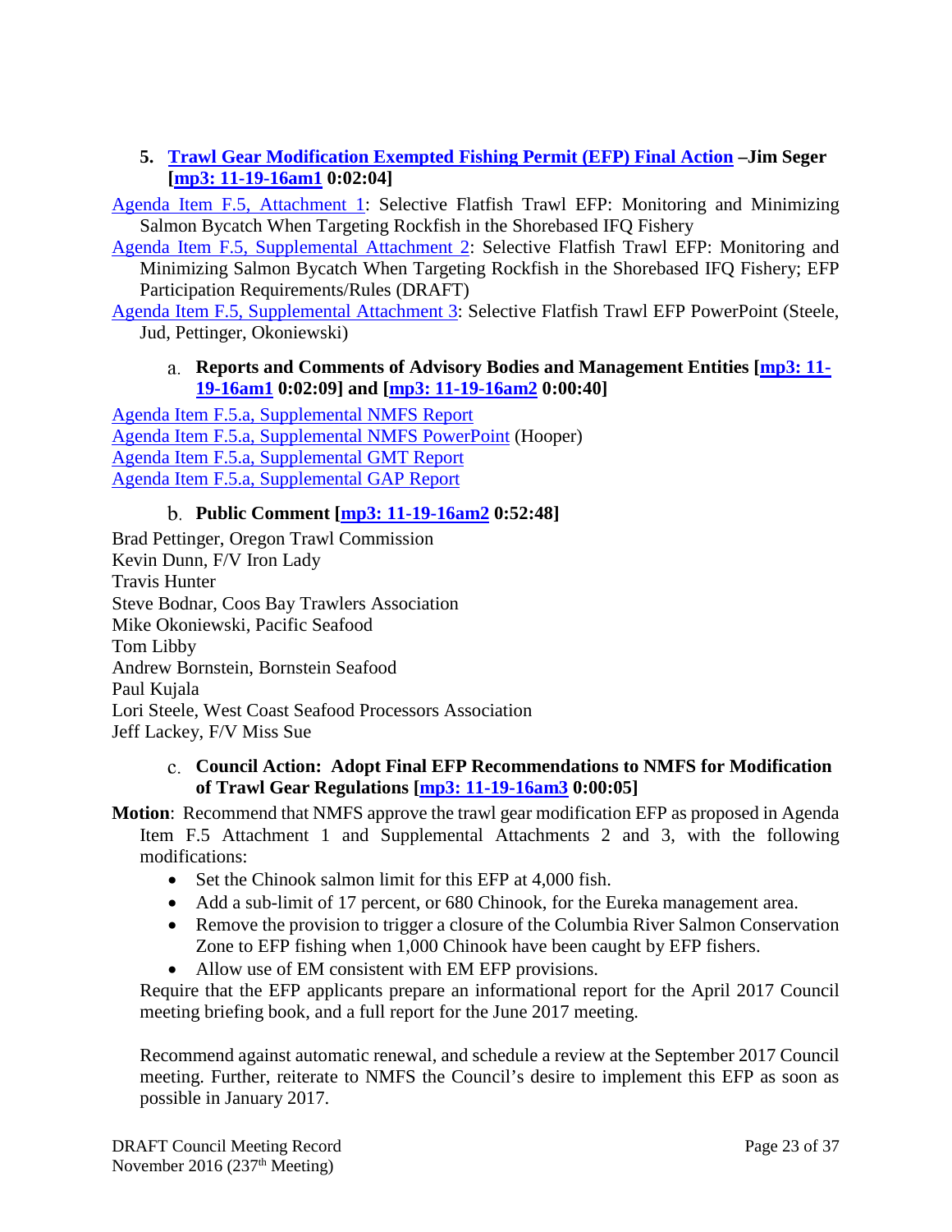### 5. Trawl Gear Modification Exempted Fishing Permit (EFP) Final Action –Jim Seger [mp3: 11-19-16am1 0:02:04]

Agenda Item F.5, Attachment 1: Selective Flatfish Trawl EFP: Monitoring and Minimizing Salmon Bycatch When Targeting Rockfish in the Shorebased IFQ Fishery

Agenda Item F.5, Supplemental Attachment 2: Selective Flatfish Trawl EFP: Monitoring and Minimizing Salmon Bycatch When Targeting Rockfish in the Shorebased IFQ Fishery; EFP Participation Requirements/Rules (DRAFT)

Agenda Item F.5, Supplemental Attachment 3: Selective Flatfish Trawl EFP PowerPoint (Steele, Jud, Pettinger, Okoniewski)

#### a. Reports and Comments of Advisory Bodies and Management Entities [mp3: 11-19-16am1 0:02:09] and [mp3: 11-19-16am2 0:00:40]

Agenda Item F.5.a, Supplemental NMFS Report
Agenda Item F.5.a, Supplemental NMFS PowerPoint (Hooper)
Agenda Item F.5.a, Supplemental GMT Report
Agenda Item F.5.a, Supplemental GAP Report

#### b. Public Comment [mp3: 11-19-16am2 0:52:48]

Brad Pettinger, Oregon Trawl Commission
Kevin Dunn, F/V Iron Lady
Travis Hunter
Steve Bodnar, Coos Bay Trawlers Association
Mike Okoniewski, Pacific Seafood
Tom Libby
Andrew Bornstein, Bornstein Seafood
Paul Kujala
Lori Steele, West Coast Seafood Processors Association
Jeff Lackey, F/V Miss Sue

#### c. Council Action: Adopt Final EFP Recommendations to NMFS for Modification of Trawl Gear Regulations [mp3: 11-19-16am3 0:00:05]

**Motion**: Recommend that NMFS approve the trawl gear modification EFP as proposed in Agenda Item F.5 Attachment 1 and Supplemental Attachments 2 and 3, with the following modifications:

- Set the Chinook salmon limit for this EFP at 4,000 fish.
- Add a sub-limit of 17 percent, or 680 Chinook, for the Eureka management area.
- Remove the provision to trigger a closure of the Columbia River Salmon Conservation Zone to EFP fishing when 1,000 Chinook have been caught by EFP fishers.
- Allow use of EM consistent with EM EFP provisions.

Require that the EFP applicants prepare an informational report for the April 2017 Council meeting briefing book, and a full report for the June 2017 meeting.

Recommend against automatic renewal, and schedule a review at the September 2017 Council meeting. Further, reiterate to NMFS the Council's desire to implement this EFP as soon as possible in January 2017.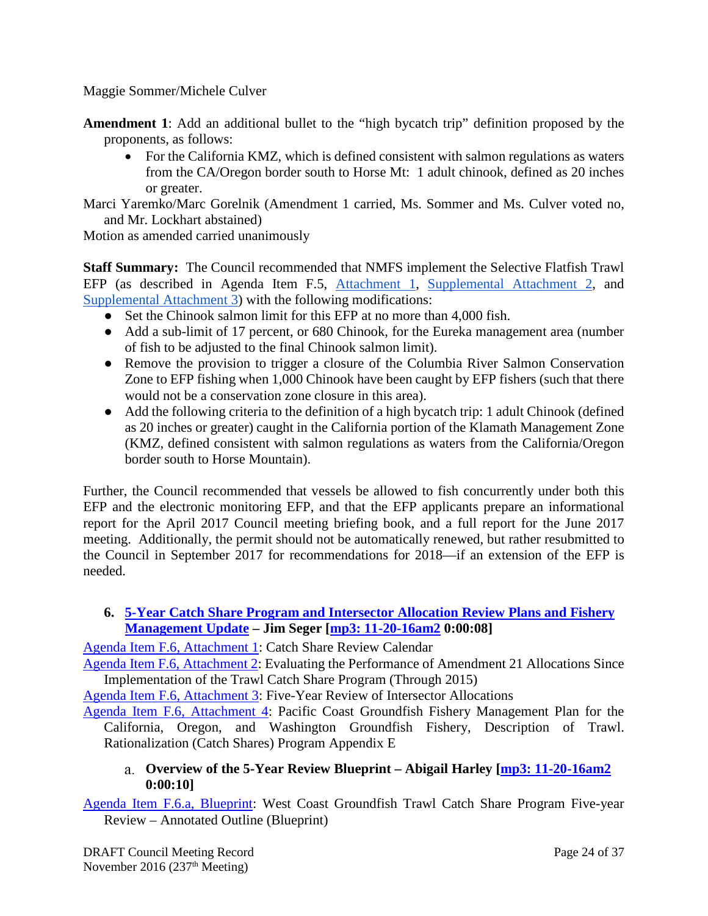Maggie Sommer/Michele Culver

**Amendment 1**: Add an additional bullet to the "high bycatch trip" definition proposed by the proponents, as follows:

- For the California KMZ, which is defined consistent with salmon regulations as waters from the CA/Oregon border south to Horse Mt: 1 adult chinook, defined as 20 inches or greater.

Marci Yaremko/Marc Gorelnik (Amendment 1 carried, Ms. Sommer and Ms. Culver voted no, and Mr. Lockhart abstained)
Motion as amended carried unanimously

**Staff Summary:** The Council recommended that NMFS implement the Selective Flatfish Trawl EFP (as described in Agenda Item F.5, Attachment 1, Supplemental Attachment 2, and Supplemental Attachment 3) with the following modifications:

- Set the Chinook salmon limit for this EFP at no more than 4,000 fish.
- Add a sub-limit of 17 percent, or 680 Chinook, for the Eureka management area (number of fish to be adjusted to the final Chinook salmon limit).
- Remove the provision to trigger a closure of the Columbia River Salmon Conservation Zone to EFP fishing when 1,000 Chinook have been caught by EFP fishers (such that there would not be a conservation zone closure in this area).
- Add the following criteria to the definition of a high bycatch trip: 1 adult Chinook (defined as 20 inches or greater) caught in the California portion of the Klamath Management Zone (KMZ, defined consistent with salmon regulations as waters from the California/Oregon border south to Horse Mountain).

Further, the Council recommended that vessels be allowed to fish concurrently under both this EFP and the electronic monitoring EFP, and that the EFP applicants prepare an informational report for the April 2017 Council meeting briefing book, and a full report for the June 2017 meeting. Additionally, the permit should not be automatically renewed, but rather resubmitted to the Council in September 2017 for recommendations for 2018—if an extension of the EFP is needed.

### 6. 5-Year Catch Share Program and Intersector Allocation Review Plans and Fishery Management Update – Jim Seger [mp3: 11-20-16am2 0:00:08]

Agenda Item F.6, Attachment 1: Catch Share Review Calendar
Agenda Item F.6, Attachment 2: Evaluating the Performance of Amendment 21 Allocations Since Implementation of the Trawl Catch Share Program (Through 2015)
Agenda Item F.6, Attachment 3: Five-Year Review of Intersector Allocations
Agenda Item F.6, Attachment 4: Pacific Coast Groundfish Fishery Management Plan for the California, Oregon, and Washington Groundfish Fishery, Description of Trawl. Rationalization (Catch Shares) Program Appendix E

#### a. Overview of the 5-Year Review Blueprint – Abigail Harley [mp3: 11-20-16am2 0:00:10]

Agenda Item F.6.a, Blueprint: West Coast Groundfish Trawl Catch Share Program Five-year Review – Annotated Outline (Blueprint)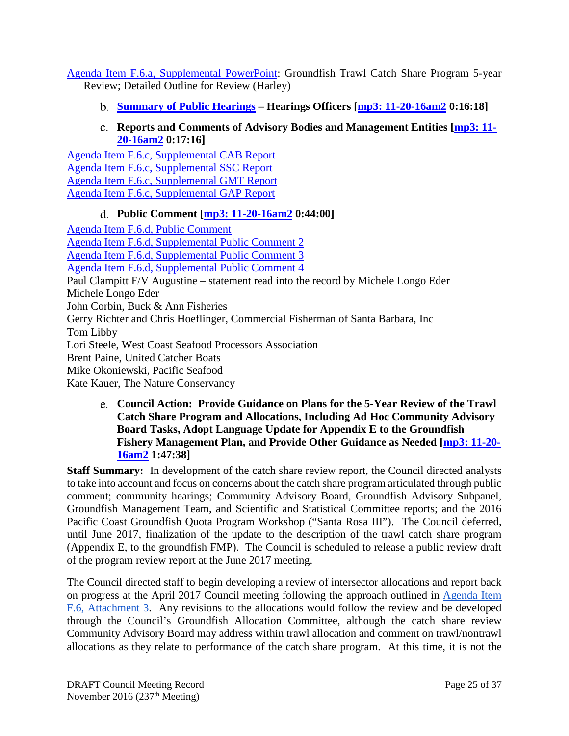Agenda Item F.6.a, Supplemental PowerPoint: Groundfish Trawl Catch Share Program 5-year Review; Detailed Outline for Review (Harley)

b. **Summary of Public Hearings – Hearings Officers [mp3: 11-20-16am2 0:16:18]**

c. **Reports and Comments of Advisory Bodies and Management Entities [mp3: 11-20-16am2 0:17:16]**

Agenda Item F.6.c, Supplemental CAB Report
Agenda Item F.6.c, Supplemental SSC Report
Agenda Item F.6.c, Supplemental GMT Report
Agenda Item F.6.c, Supplemental GAP Report

d. **Public Comment [mp3: 11-20-16am2 0:44:00]**

Agenda Item F.6.d, Public Comment
Agenda Item F.6.d, Supplemental Public Comment 2
Agenda Item F.6.d, Supplemental Public Comment 3
Agenda Item F.6.d, Supplemental Public Comment 4
Paul Clampitt F/V Augustine – statement read into the record by Michele Longo Eder
Michele Longo Eder
John Corbin, Buck & Ann Fisheries
Gerry Richter and Chris Hoeflinger, Commercial Fisherman of Santa Barbara, Inc
Tom Libby
Lori Steele, West Coast Seafood Processors Association
Brent Paine, United Catcher Boats
Mike Okoniewski, Pacific Seafood
Kate Kauer, The Nature Conservancy

e. **Council Action: Provide Guidance on Plans for the 5-Year Review of the Trawl Catch Share Program and Allocations, Including Ad Hoc Community Advisory Board Tasks, Adopt Language Update for Appendix E to the Groundfish Fishery Management Plan, and Provide Other Guidance as Needed [mp3: 11-20-16am2 1:47:38]**

**Staff Summary:** In development of the catch share review report, the Council directed analysts to take into account and focus on concerns about the catch share program articulated through public comment; community hearings; Community Advisory Board, Groundfish Advisory Subpanel, Groundfish Management Team, and Scientific and Statistical Committee reports; and the 2016 Pacific Coast Groundfish Quota Program Workshop ("Santa Rosa III"). The Council deferred, until June 2017, finalization of the update to the description of the trawl catch share program (Appendix E, to the groundfish FMP). The Council is scheduled to release a public review draft of the program review report at the June 2017 meeting.

The Council directed staff to begin developing a review of intersector allocations and report back on progress at the April 2017 Council meeting following the approach outlined in Agenda Item F.6, Attachment 3. Any revisions to the allocations would follow the review and be developed through the Council's Groundfish Allocation Committee, although the catch share review Community Advisory Board may address within trawl allocation and comment on trawl/nontrawl allocations as they relate to performance of the catch share program. At this time, it is not the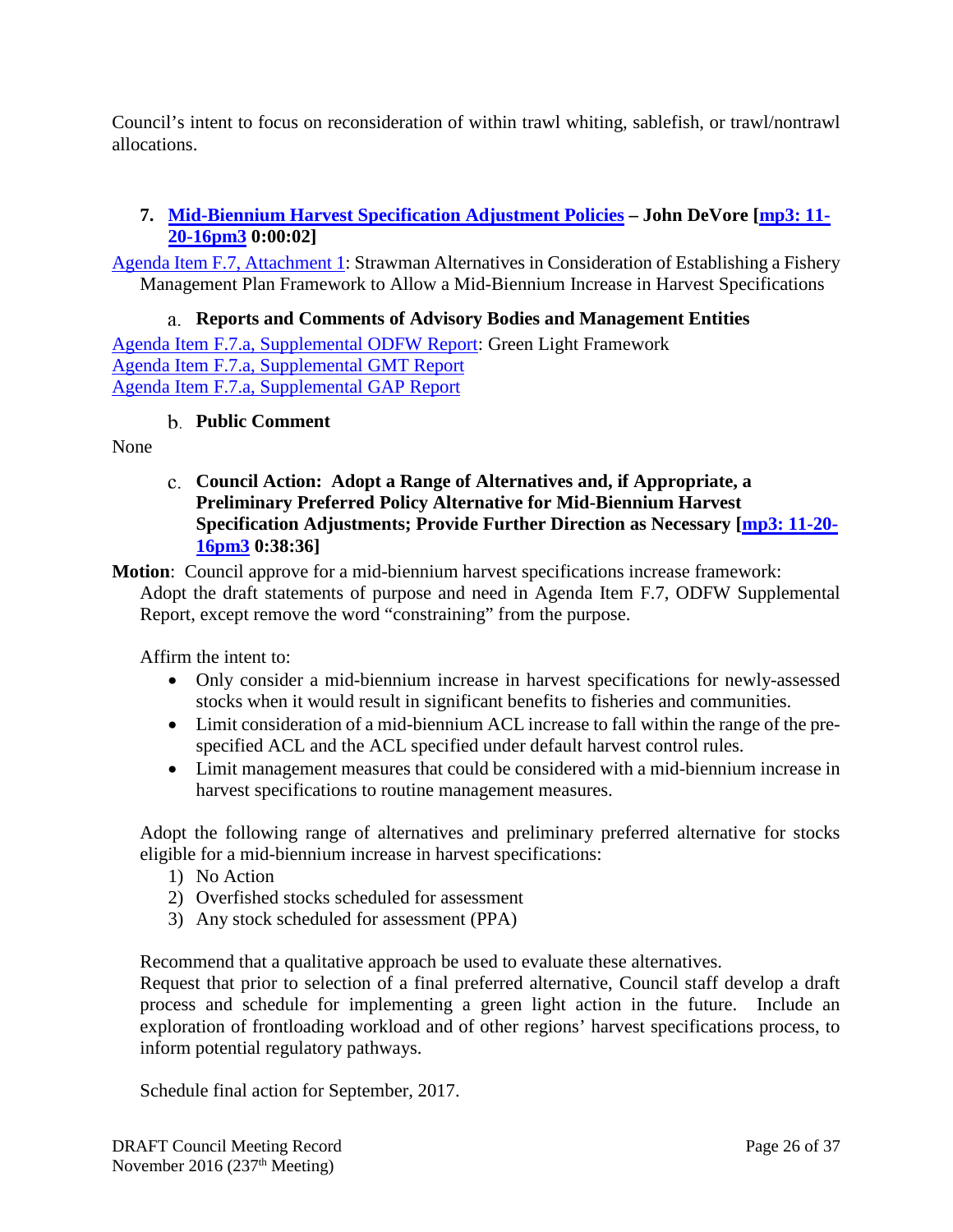Council's intent to focus on reconsideration of within trawl whiting, sablefish, or trawl/nontrawl allocations.

### 7. Mid-Biennium Harvest Specification Adjustment Policies – John DeVore [mp3: 11-20-16pm3 0:00:02]

Agenda Item F.7, Attachment 1: Strawman Alternatives in Consideration of Establishing a Fishery Management Plan Framework to Allow a Mid-Biennium Increase in Harvest Specifications

#### a. Reports and Comments of Advisory Bodies and Management Entities

Agenda Item F.7.a, Supplemental ODFW Report: Green Light Framework
Agenda Item F.7.a, Supplemental GMT Report
Agenda Item F.7.a, Supplemental GAP Report

#### b. Public Comment

None

#### c. Council Action: Adopt a Range of Alternatives and, if Appropriate, a Preliminary Preferred Policy Alternative for Mid-Biennium Harvest Specification Adjustments; Provide Further Direction as Necessary [mp3: 11-20-16pm3 0:38:36]

**Motion**: Council approve for a mid-biennium harvest specifications increase framework:
Adopt the draft statements of purpose and need in Agenda Item F.7, ODFW Supplemental Report, except remove the word "constraining" from the purpose.

Affirm the intent to:

- Only consider a mid-biennium increase in harvest specifications for newly-assessed stocks when it would result in significant benefits to fisheries and communities.
- Limit consideration of a mid-biennium ACL increase to fall within the range of the pre-specified ACL and the ACL specified under default harvest control rules.
- Limit management measures that could be considered with a mid-biennium increase in harvest specifications to routine management measures.

Adopt the following range of alternatives and preliminary preferred alternative for stocks eligible for a mid-biennium increase in harvest specifications:

1) No Action
2) Overfished stocks scheduled for assessment
3) Any stock scheduled for assessment (PPA)

Recommend that a qualitative approach be used to evaluate these alternatives.
Request that prior to selection of a final preferred alternative, Council staff develop a draft process and schedule for implementing a green light action in the future. Include an exploration of frontloading workload and of other regions' harvest specifications process, to inform potential regulatory pathways.

Schedule final action for September, 2017.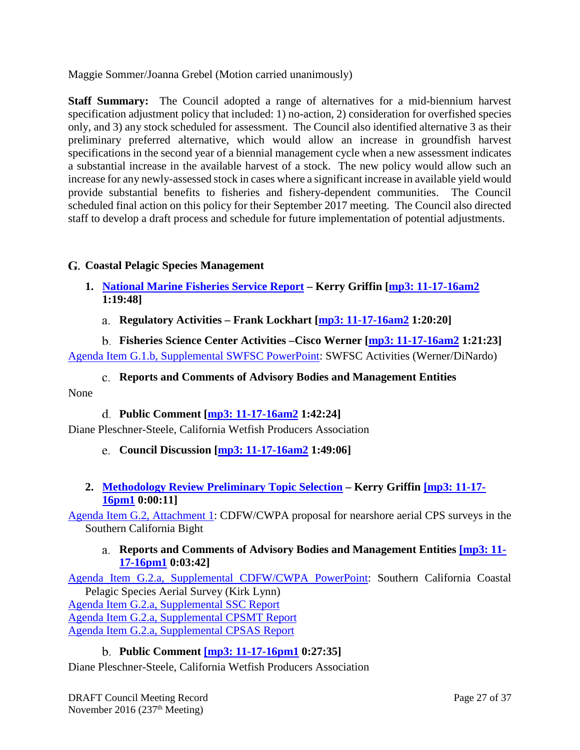Maggie Sommer/Joanna Grebel (Motion carried unanimously)

**Staff Summary:** The Council adopted a range of alternatives for a mid-biennium harvest specification adjustment policy that included: 1) no-action, 2) consideration for overfished species only, and 3) any stock scheduled for assessment. The Council also identified alternative 3 as their preliminary preferred alternative, which would allow an increase in groundfish harvest specifications in the second year of a biennial management cycle when a new assessment indicates a substantial increase in the available harvest of a stock. The new policy would allow such an increase for any newly-assessed stock in cases where a significant increase in available yield would provide substantial benefits to fisheries and fishery-dependent communities. The Council scheduled final action on this policy for their September 2017 meeting. The Council also directed staff to develop a draft process and schedule for future implementation of potential adjustments.

## G. Coastal Pelagic Species Management

### 1. National Marine Fisheries Service Report – Kerry Griffin [mp3: 11-17-16am2 1:19:48]

#### a. Regulatory Activities – Frank Lockhart [mp3: 11-17-16am2 1:20:20]

#### b. Fisheries Science Center Activities –Cisco Werner [mp3: 11-17-16am2 1:21:23]

Agenda Item G.1.b, Supplemental SWFSC PowerPoint: SWFSC Activities (Werner/DiNardo)

#### c. Reports and Comments of Advisory Bodies and Management Entities

None

#### d. Public Comment [mp3: 11-17-16am2 1:42:24]

Diane Pleschner-Steele, California Wetfish Producers Association

#### e. Council Discussion [mp3: 11-17-16am2 1:49:06]

### 2. Methodology Review Preliminary Topic Selection – Kerry Griffin [mp3: 11-17-16pm1 0:00:11]

Agenda Item G.2, Attachment 1: CDFW/CWPA proposal for nearshore aerial CPS surveys in the Southern California Bight

#### a. Reports and Comments of Advisory Bodies and Management Entities [mp3: 11-17-16pm1 0:03:42]

Agenda Item G.2.a, Supplemental CDFW/CWPA PowerPoint: Southern California Coastal Pelagic Species Aerial Survey (Kirk Lynn)
Agenda Item G.2.a, Supplemental SSC Report
Agenda Item G.2.a, Supplemental CPSMT Report
Agenda Item G.2.a, Supplemental CPSAS Report

#### b. Public Comment [mp3: 11-17-16pm1 0:27:35]

Diane Pleschner-Steele, California Wetfish Producers Association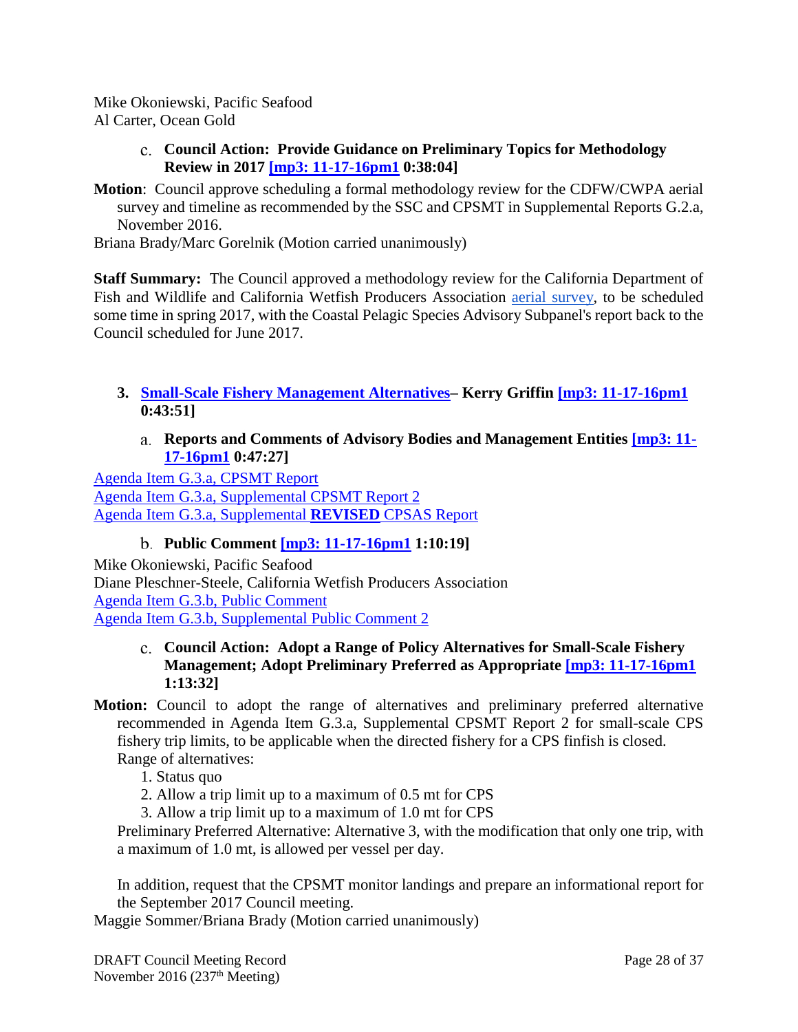Mike Okoniewski, Pacific Seafood
Al Carter, Ocean Gold

c. **Council Action: Provide Guidance on Preliminary Topics for Methodology Review in 2017 [mp3: 11-17-16pm1 0:38:04]**

**Motion**: Council approve scheduling a formal methodology review for the CDFW/CWPA aerial survey and timeline as recommended by the SSC and CPSMT in Supplemental Reports G.2.a, November 2016.
Briana Brady/Marc Gorelnik (Motion carried unanimously)

**Staff Summary:** The Council approved a methodology review for the California Department of Fish and Wildlife and California Wetfish Producers Association aerial survey, to be scheduled some time in spring 2017, with the Coastal Pelagic Species Advisory Subpanel's report back to the Council scheduled for June 2017.

### 3. Small-Scale Fishery Management Alternatives– Kerry Griffin [mp3: 11-17-16pm1 0:43:51]

a. **Reports and Comments of Advisory Bodies and Management Entities [mp3: 11-17-16pm1 0:47:27]**

Agenda Item G.3.a, CPSMT Report
Agenda Item G.3.a, Supplemental CPSMT Report 2
Agenda Item G.3.a, Supplemental **REVISED** CPSAS Report

b. **Public Comment [mp3: 11-17-16pm1 1:10:19]**

Mike Okoniewski, Pacific Seafood
Diane Pleschner-Steele, California Wetfish Producers Association
Agenda Item G.3.b, Public Comment
Agenda Item G.3.b, Supplemental Public Comment 2

c. **Council Action: Adopt a Range of Policy Alternatives for Small-Scale Fishery Management; Adopt Preliminary Preferred as Appropriate [mp3: 11-17-16pm1 1:13:32]**

**Motion:** Council to adopt the range of alternatives and preliminary preferred alternative recommended in Agenda Item G.3.a, Supplemental CPSMT Report 2 for small-scale CPS fishery trip limits, to be applicable when the directed fishery for a CPS finfish is closed.
Range of alternatives:

1. Status quo
2. Allow a trip limit up to a maximum of 0.5 mt for CPS
3. Allow a trip limit up to a maximum of 1.0 mt for CPS

Preliminary Preferred Alternative: Alternative 3, with the modification that only one trip, with a maximum of 1.0 mt, is allowed per vessel per day.

In addition, request that the CPSMT monitor landings and prepare an informational report for the September 2017 Council meeting.
Maggie Sommer/Briana Brady (Motion carried unanimously)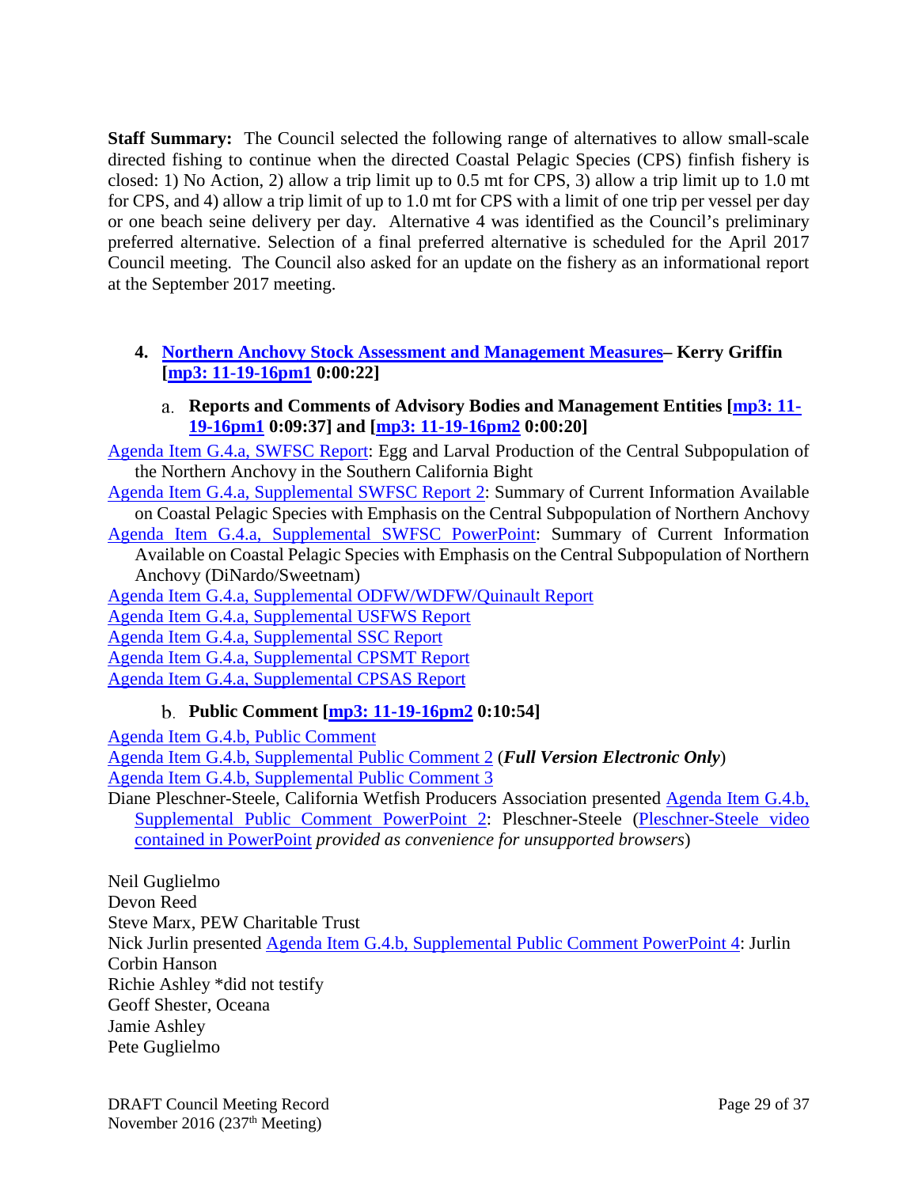**Staff Summary:** The Council selected the following range of alternatives to allow small-scale directed fishing to continue when the directed Coastal Pelagic Species (CPS) finfish fishery is closed: 1) No Action, 2) allow a trip limit up to 0.5 mt for CPS, 3) allow a trip limit up to 1.0 mt for CPS, and 4) allow a trip limit of up to 1.0 mt for CPS with a limit of one trip per vessel per day or one beach seine delivery per day. Alternative 4 was identified as the Council's preliminary preferred alternative. Selection of a final preferred alternative is scheduled for the April 2017 Council meeting. The Council also asked for an update on the fishery as an informational report at the September 2017 meeting.

### 4. Northern Anchovy Stock Assessment and Management Measures– Kerry Griffin [mp3: 11-19-16pm1 0:00:22]

#### a. Reports and Comments of Advisory Bodies and Management Entities [mp3: 11-19-16pm1 0:09:37] and [mp3: 11-19-16pm2 0:00:20]

Agenda Item G.4.a, SWFSC Report: Egg and Larval Production of the Central Subpopulation of the Northern Anchovy in the Southern California Bight

Agenda Item G.4.a, Supplemental SWFSC Report 2: Summary of Current Information Available on Coastal Pelagic Species with Emphasis on the Central Subpopulation of Northern Anchovy

Agenda Item G.4.a, Supplemental SWFSC PowerPoint: Summary of Current Information Available on Coastal Pelagic Species with Emphasis on the Central Subpopulation of Northern Anchovy (DiNardo/Sweetnam)

Agenda Item G.4.a, Supplemental ODFW/WDFW/Quinault Report

Agenda Item G.4.a, Supplemental USFWS Report

Agenda Item G.4.a, Supplemental SSC Report

Agenda Item G.4.a, Supplemental CPSMT Report

Agenda Item G.4.a, Supplemental CPSAS Report

#### b. Public Comment [mp3: 11-19-16pm2 0:10:54]

Agenda Item G.4.b, Public Comment

Agenda Item G.4.b, Supplemental Public Comment 2 (***Full Version Electronic Only***)

Agenda Item G.4.b, Supplemental Public Comment 3

Diane Pleschner-Steele, California Wetfish Producers Association presented Agenda Item G.4.b, Supplemental Public Comment PowerPoint 2: Pleschner-Steele (Pleschner-Steele video contained in PowerPoint *provided as convenience for unsupported browsers*)

Neil Guglielmo
Devon Reed
Steve Marx, PEW Charitable Trust
Nick Jurlin presented Agenda Item G.4.b, Supplemental Public Comment PowerPoint 4: Jurlin
Corbin Hanson
Richie Ashley *did not testify
Geoff Shester, Oceana
Jamie Ashley
Pete Guglielmo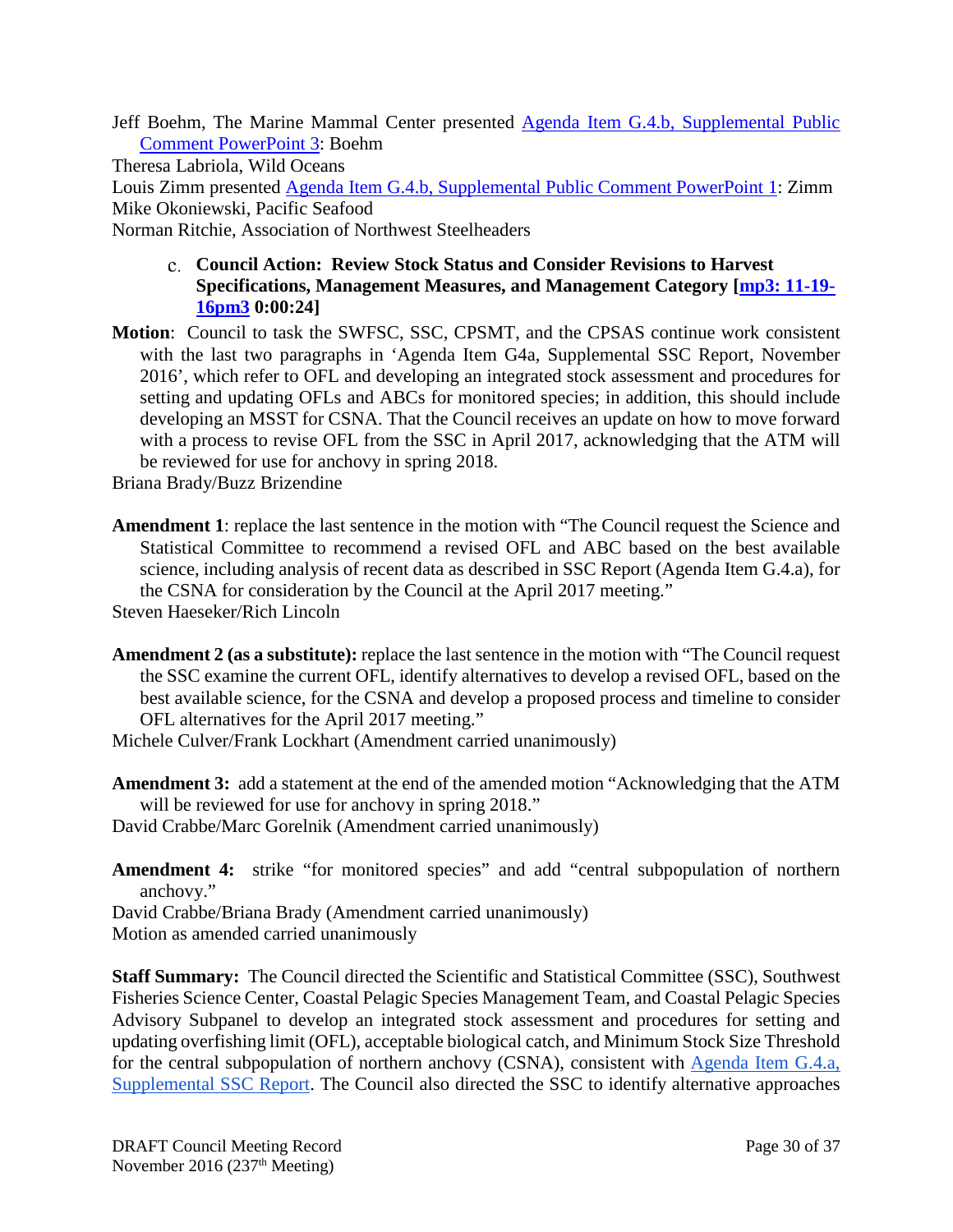Jeff Boehm, The Marine Mammal Center presented [Agenda Item G.4.b, Supplemental Public Comment PowerPoint 3]: Boehm
Theresa Labriola, Wild Oceans
Louis Zimm presented [Agenda Item G.4.b, Supplemental Public Comment PowerPoint 1]: Zimm
Mike Okoniewski, Pacific Seafood
Norman Ritchie, Association of Northwest Steelheaders

c. **Council Action: Review Stock Status and Consider Revisions to Harvest Specifications, Management Measures, and Management Category [mp3: 11-19-16pm3 0:00:24]**

**Motion**: Council to task the SWFSC, SSC, CPSMT, and the CPSAS continue work consistent with the last two paragraphs in 'Agenda Item G4a, Supplemental SSC Report, November 2016', which refer to OFL and developing an integrated stock assessment and procedures for setting and updating OFLs and ABCs for monitored species; in addition, this should include developing an MSST for CSNA. That the Council receives an update on how to move forward with a process to revise OFL from the SSC in April 2017, acknowledging that the ATM will be reviewed for use for anchovy in spring 2018.
Briana Brady/Buzz Brizendine

**Amendment 1**: replace the last sentence in the motion with "The Council request the Science and Statistical Committee to recommend a revised OFL and ABC based on the best available science, including analysis of recent data as described in SSC Report (Agenda Item G.4.a), for the CSNA for consideration by the Council at the April 2017 meeting."
Steven Haeseker/Rich Lincoln

**Amendment 2 (as a substitute):** replace the last sentence in the motion with "The Council request the SSC examine the current OFL, identify alternatives to develop a revised OFL, based on the best available science, for the CSNA and develop a proposed process and timeline to consider OFL alternatives for the April 2017 meeting."
Michele Culver/Frank Lockhart (Amendment carried unanimously)

**Amendment 3:** add a statement at the end of the amended motion "Acknowledging that the ATM will be reviewed for use for anchovy in spring 2018."
David Crabbe/Marc Gorelnik (Amendment carried unanimously)

**Amendment 4:** strike "for monitored species" and add "central subpopulation of northern anchovy."
David Crabbe/Briana Brady (Amendment carried unanimously)
Motion as amended carried unanimously

**Staff Summary:** The Council directed the Scientific and Statistical Committee (SSC), Southwest Fisheries Science Center, Coastal Pelagic Species Management Team, and Coastal Pelagic Species Advisory Subpanel to develop an integrated stock assessment and procedures for setting and updating overfishing limit (OFL), acceptable biological catch, and Minimum Stock Size Threshold for the central subpopulation of northern anchovy (CSNA), consistent with [Agenda Item G.4.a, Supplemental SSC Report]. The Council also directed the SSC to identify alternative approaches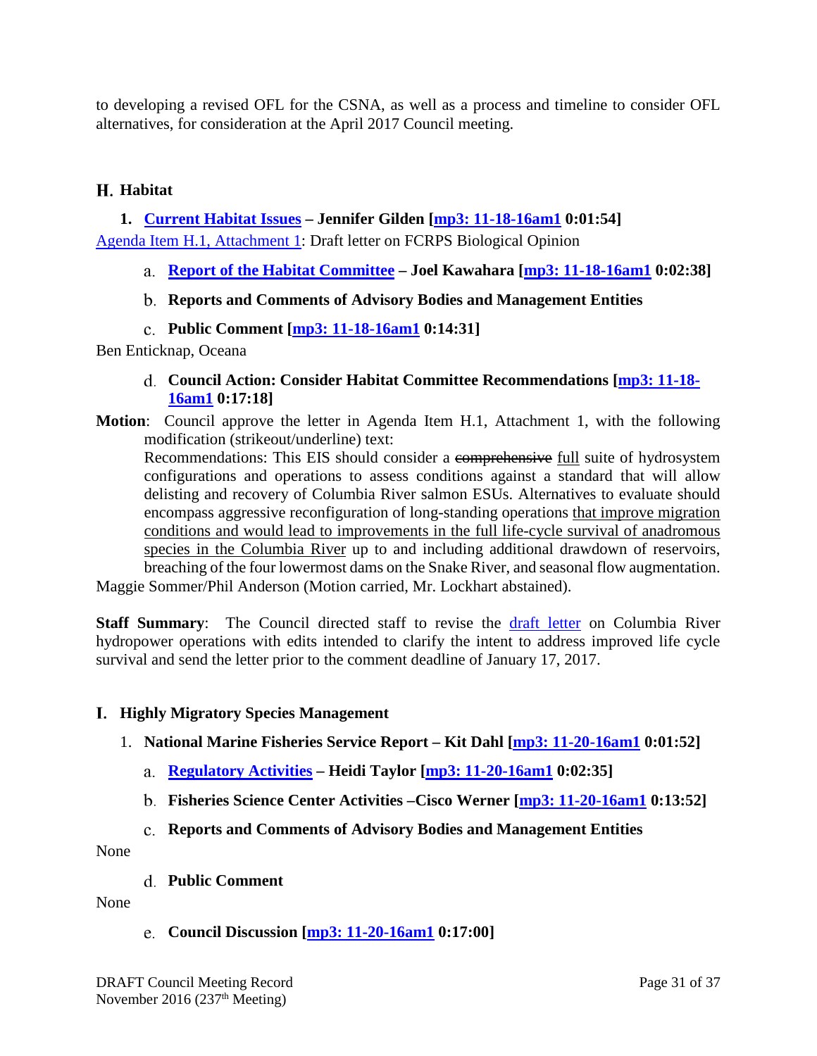to developing a revised OFL for the CSNA, as well as a process and timeline to consider OFL alternatives, for consideration at the April 2017 Council meeting.

## H. Habitat

### 1. Current Habitat Issues – Jennifer Gilden [mp3: 11-18-16am1 0:01:54]

Agenda Item H.1, Attachment 1: Draft letter on FCRPS Biological Opinion

#### a. Report of the Habitat Committee – Joel Kawahara [mp3: 11-18-16am1 0:02:38]

#### b. Reports and Comments of Advisory Bodies and Management Entities

#### c. Public Comment [mp3: 11-18-16am1 0:14:31]

Ben Enticknap, Oceana

#### d. Council Action: Consider Habitat Committee Recommendations [mp3: 11-18-16am1 0:17:18]

**Motion**: Council approve the letter in Agenda Item H.1, Attachment 1, with the following modification (strikeout/underline) text:

Recommendations: This EIS should consider a ~~comprehensive~~ <u>full</u> suite of hydrosystem configurations and operations to assess conditions against a standard that will allow delisting and recovery of Columbia River salmon ESUs. Alternatives to evaluate should encompass aggressive reconfiguration of long-standing operations <u>that improve migration conditions and would lead to improvements in the full life-cycle survival of anadromous species in the Columbia River</u> up to and including additional drawdown of reservoirs, breaching of the four lowermost dams on the Snake River, and seasonal flow augmentation.

Maggie Sommer/Phil Anderson (Motion carried, Mr. Lockhart abstained).

**Staff Summary**: The Council directed staff to revise the draft letter on Columbia River hydropower operations with edits intended to clarify the intent to address improved life cycle survival and send the letter prior to the comment deadline of January 17, 2017.

## I. Highly Migratory Species Management

### 1. National Marine Fisheries Service Report – Kit Dahl [mp3: 11-20-16am1 0:01:52]

#### a. Regulatory Activities – Heidi Taylor [mp3: 11-20-16am1 0:02:35]

#### b. Fisheries Science Center Activities –Cisco Werner [mp3: 11-20-16am1 0:13:52]

#### c. Reports and Comments of Advisory Bodies and Management Entities

None

#### d. Public Comment

None

#### e. Council Discussion [mp3: 11-20-16am1 0:17:00]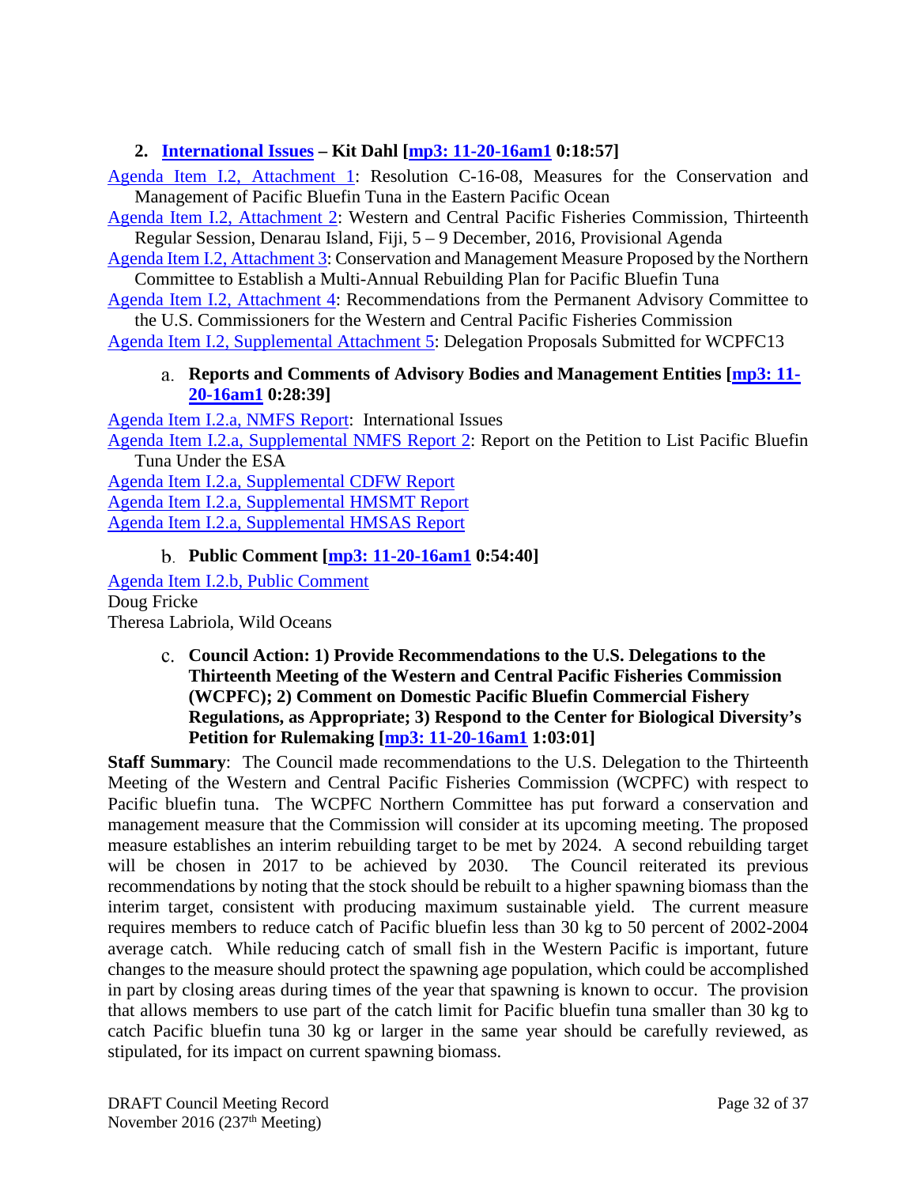### 2. International Issues – Kit Dahl [mp3: 11-20-16am1 0:18:57]

Agenda Item I.2, Attachment 1: Resolution C-16-08, Measures for the Conservation and Management of Pacific Bluefin Tuna in the Eastern Pacific Ocean

Agenda Item I.2, Attachment 2: Western and Central Pacific Fisheries Commission, Thirteenth Regular Session, Denarau Island, Fiji, 5 – 9 December, 2016, Provisional Agenda

Agenda Item I.2, Attachment 3: Conservation and Management Measure Proposed by the Northern Committee to Establish a Multi-Annual Rebuilding Plan for Pacific Bluefin Tuna

Agenda Item I.2, Attachment 4: Recommendations from the Permanent Advisory Committee to the U.S. Commissioners for the Western and Central Pacific Fisheries Commission

Agenda Item I.2, Supplemental Attachment 5: Delegation Proposals Submitted for WCPFC13

#### a. Reports and Comments of Advisory Bodies and Management Entities [mp3: 11-20-16am1 0:28:39]

Agenda Item I.2.a, NMFS Report: International Issues

Agenda Item I.2.a, Supplemental NMFS Report 2: Report on the Petition to List Pacific Bluefin Tuna Under the ESA

Agenda Item I.2.a, Supplemental CDFW Report

Agenda Item I.2.a, Supplemental HMSMT Report

Agenda Item I.2.a, Supplemental HMSAS Report

#### b. Public Comment [mp3: 11-20-16am1 0:54:40]

Agenda Item I.2.b, Public Comment

Doug Fricke

Theresa Labriola, Wild Oceans

#### c. Council Action: 1) Provide Recommendations to the U.S. Delegations to the Thirteenth Meeting of the Western and Central Pacific Fisheries Commission (WCPFC); 2) Comment on Domestic Pacific Bluefin Commercial Fishery Regulations, as Appropriate; 3) Respond to the Center for Biological Diversity's Petition for Rulemaking [mp3: 11-20-16am1 1:03:01]

**Staff Summary**: The Council made recommendations to the U.S. Delegation to the Thirteenth Meeting of the Western and Central Pacific Fisheries Commission (WCPFC) with respect to Pacific bluefin tuna. The WCPFC Northern Committee has put forward a conservation and management measure that the Commission will consider at its upcoming meeting. The proposed measure establishes an interim rebuilding target to be met by 2024. A second rebuilding target will be chosen in 2017 to be achieved by 2030. The Council reiterated its previous recommendations by noting that the stock should be rebuilt to a higher spawning biomass than the interim target, consistent with producing maximum sustainable yield. The current measure requires members to reduce catch of Pacific bluefin less than 30 kg to 50 percent of 2002-2004 average catch. While reducing catch of small fish in the Western Pacific is important, future changes to the measure should protect the spawning age population, which could be accomplished in part by closing areas during times of the year that spawning is known to occur. The provision that allows members to use part of the catch limit for Pacific bluefin tuna smaller than 30 kg to catch Pacific bluefin tuna 30 kg or larger in the same year should be carefully reviewed, as stipulated, for its impact on current spawning biomass.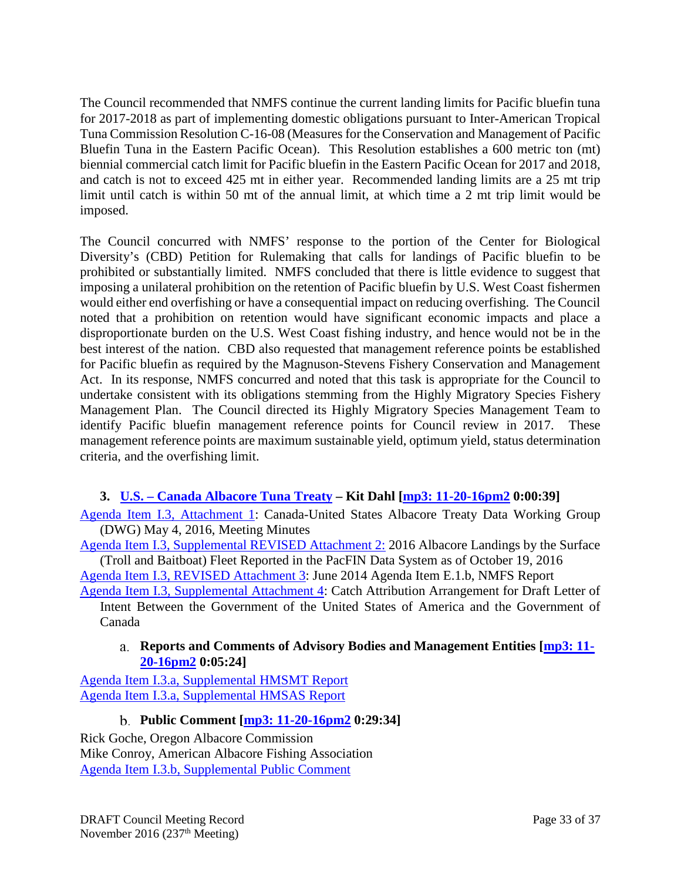The Council recommended that NMFS continue the current landing limits for Pacific bluefin tuna for 2017-2018 as part of implementing domestic obligations pursuant to Inter-American Tropical Tuna Commission Resolution C-16-08 (Measures for the Conservation and Management of Pacific Bluefin Tuna in the Eastern Pacific Ocean). This Resolution establishes a 600 metric ton (mt) biennial commercial catch limit for Pacific bluefin in the Eastern Pacific Ocean for 2017 and 2018, and catch is not to exceed 425 mt in either year. Recommended landing limits are a 25 mt trip limit until catch is within 50 mt of the annual limit, at which time a 2 mt trip limit would be imposed.

The Council concurred with NMFS' response to the portion of the Center for Biological Diversity's (CBD) Petition for Rulemaking that calls for landings of Pacific bluefin to be prohibited or substantially limited. NMFS concluded that there is little evidence to suggest that imposing a unilateral prohibition on the retention of Pacific bluefin by U.S. West Coast fishermen would either end overfishing or have a consequential impact on reducing overfishing. The Council noted that a prohibition on retention would have significant economic impacts and place a disproportionate burden on the U.S. West Coast fishing industry, and hence would not be in the best interest of the nation. CBD also requested that management reference points be established for Pacific bluefin as required by the Magnuson-Stevens Fishery Conservation and Management Act. In its response, NMFS concurred and noted that this task is appropriate for the Council to undertake consistent with its obligations stemming from the Highly Migratory Species Fishery Management Plan. The Council directed its Highly Migratory Species Management Team to identify Pacific bluefin management reference points for Council review in 2017. These management reference points are maximum sustainable yield, optimum yield, status determination criteria, and the overfishing limit.

### 3. U.S. – Canada Albacore Tuna Treaty – Kit Dahl [mp3: 11-20-16pm2 0:00:39]

Agenda Item I.3, Attachment 1: Canada-United States Albacore Treaty Data Working Group (DWG) May 4, 2016, Meeting Minutes

Agenda Item I.3, Supplemental REVISED Attachment 2: 2016 Albacore Landings by the Surface (Troll and Baitboat) Fleet Reported in the PacFIN Data System as of October 19, 2016

Agenda Item I.3, REVISED Attachment 3: June 2014 Agenda Item E.1.b, NMFS Report

Agenda Item I.3, Supplemental Attachment 4: Catch Attribution Arrangement for Draft Letter of Intent Between the Government of the United States of America and the Government of Canada

#### a. Reports and Comments of Advisory Bodies and Management Entities [mp3: 11-20-16pm2 0:05:24]

Agenda Item I.3.a, Supplemental HMSMT Report
Agenda Item I.3.a, Supplemental HMSAS Report

#### b. Public Comment [mp3: 11-20-16pm2 0:29:34]

Rick Goche, Oregon Albacore Commission
Mike Conroy, American Albacore Fishing Association
Agenda Item I.3.b, Supplemental Public Comment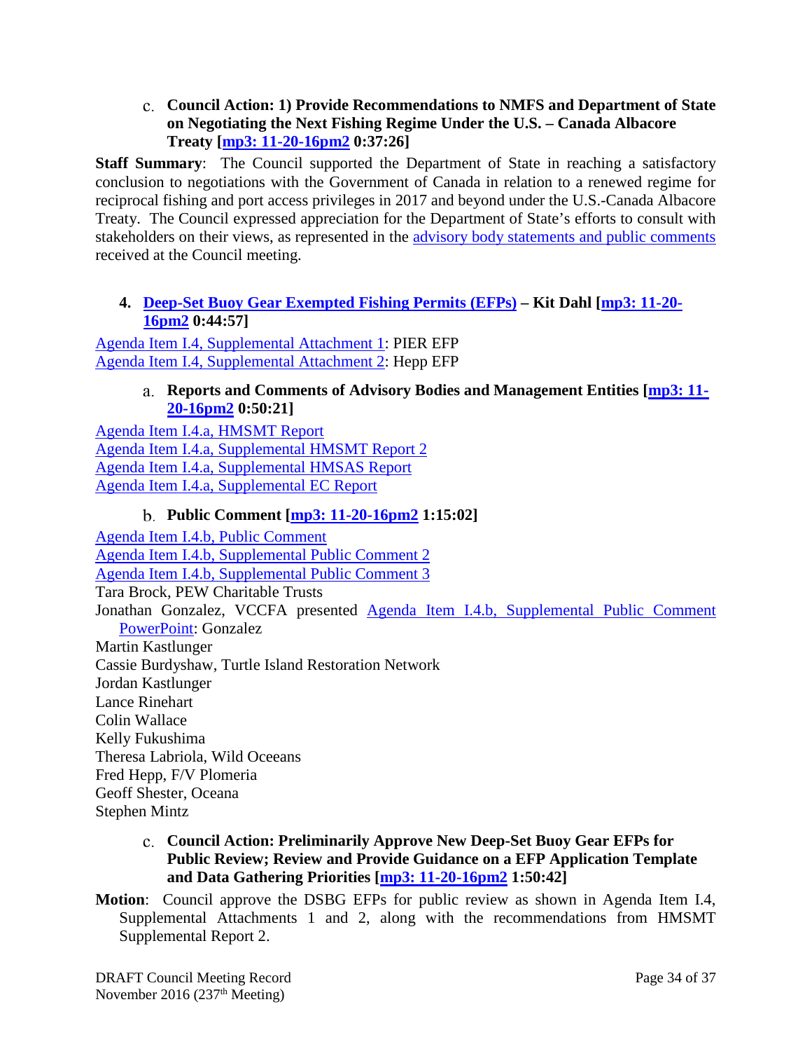### c. Council Action: 1) Provide Recommendations to NMFS and Department of State on Negotiating the Next Fishing Regime Under the U.S. – Canada Albacore Treaty [mp3: 11-20-16pm2 0:37:26]

**Staff Summary**: The Council supported the Department of State in reaching a satisfactory conclusion to negotiations with the Government of Canada in relation to a renewed regime for reciprocal fishing and port access privileges in 2017 and beyond under the U.S.-Canada Albacore Treaty. The Council expressed appreciation for the Department of State's efforts to consult with stakeholders on their views, as represented in the advisory body statements and public comments received at the Council meeting.

## 4. Deep-Set Buoy Gear Exempted Fishing Permits (EFPs) – Kit Dahl [mp3: 11-20-16pm2 0:44:57]

Agenda Item I.4, Supplemental Attachment 1: PIER EFP
Agenda Item I.4, Supplemental Attachment 2: Hepp EFP

### a. Reports and Comments of Advisory Bodies and Management Entities [mp3: 11-20-16pm2 0:50:21]

Agenda Item I.4.a, HMSMT Report
Agenda Item I.4.a, Supplemental HMSMT Report 2
Agenda Item I.4.a, Supplemental HMSAS Report
Agenda Item I.4.a, Supplemental EC Report

### b. Public Comment [mp3: 11-20-16pm2 1:15:02]

Agenda Item I.4.b, Public Comment
Agenda Item I.4.b, Supplemental Public Comment 2
Agenda Item I.4.b, Supplemental Public Comment 3
Tara Brock, PEW Charitable Trusts
Jonathan Gonzalez, VCCFA presented Agenda Item I.4.b, Supplemental Public Comment PowerPoint: Gonzalez
Martin Kastlunger
Cassie Burdyshaw, Turtle Island Restoration Network
Jordan Kastlunger
Lance Rinehart
Colin Wallace
Kelly Fukushima
Theresa Labriola, Wild Oceeans
Fred Hepp, F/V Plomeria
Geoff Shester, Oceana
Stephen Mintz

### c. Council Action: Preliminarily Approve New Deep-Set Buoy Gear EFPs for Public Review; Review and Provide Guidance on a EFP Application Template and Data Gathering Priorities [mp3: 11-20-16pm2 1:50:42]

**Motion**: Council approve the DSBG EFPs for public review as shown in Agenda Item I.4, Supplemental Attachments 1 and 2, along with the recommendations from HMSMT Supplemental Report 2.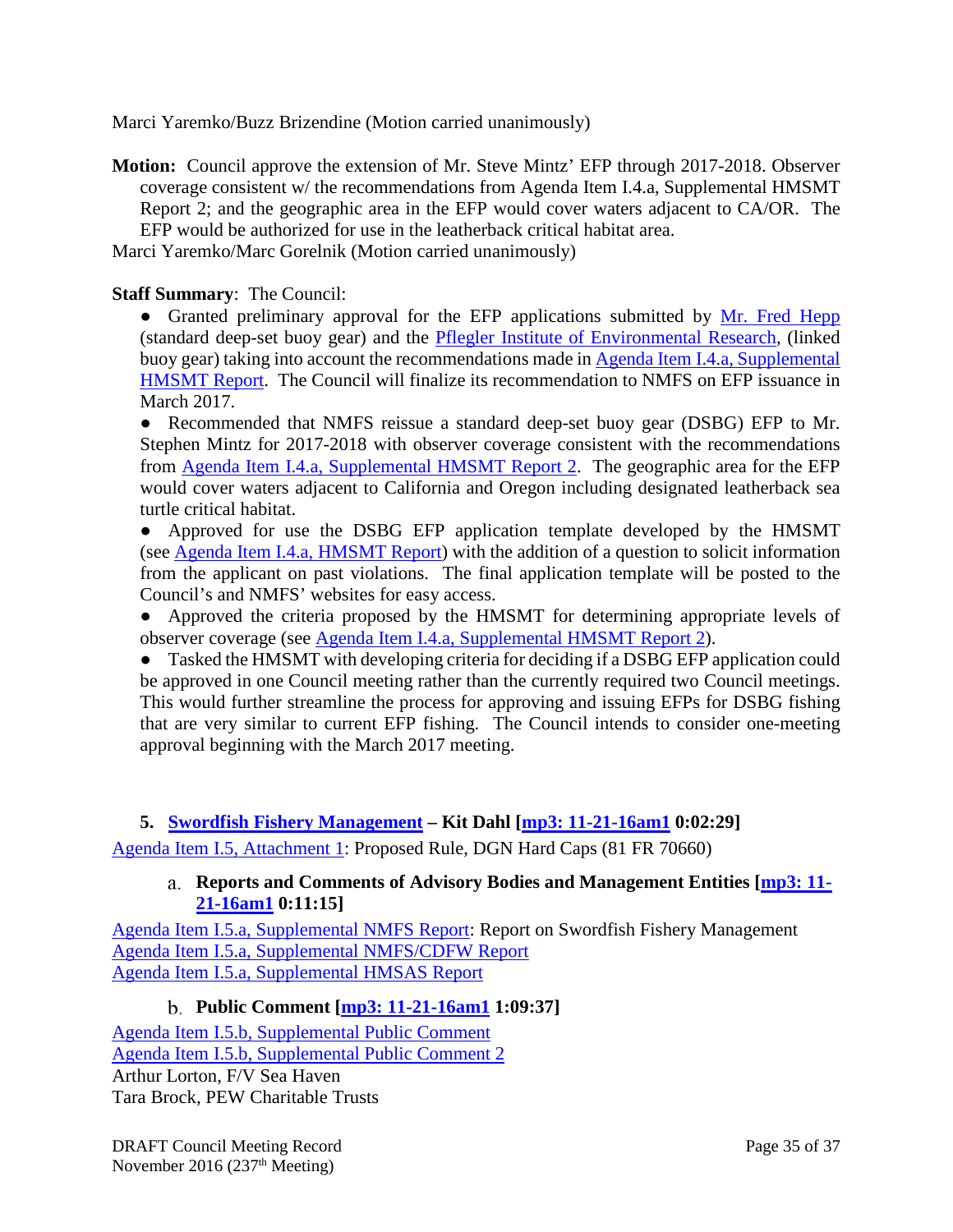Marci Yaremko/Buzz Brizendine (Motion carried unanimously)

**Motion:** Council approve the extension of Mr. Steve Mintz' EFP through 2017-2018. Observer coverage consistent w/ the recommendations from Agenda Item I.4.a, Supplemental HMSMT Report 2; and the geographic area in the EFP would cover waters adjacent to CA/OR. The EFP would be authorized for use in the leatherback critical habitat area.

Marci Yaremko/Marc Gorelnik (Motion carried unanimously)

**Staff Summary**: The Council:

- Granted preliminary approval for the EFP applications submitted by Mr. Fred Hepp (standard deep-set buoy gear) and the Pflegler Institute of Environmental Research, (linked buoy gear) taking into account the recommendations made in Agenda Item I.4.a, Supplemental HMSMT Report. The Council will finalize its recommendation to NMFS on EFP issuance in March 2017.
- Recommended that NMFS reissue a standard deep-set buoy gear (DSBG) EFP to Mr. Stephen Mintz for 2017-2018 with observer coverage consistent with the recommendations from Agenda Item I.4.a, Supplemental HMSMT Report 2. The geographic area for the EFP would cover waters adjacent to California and Oregon including designated leatherback sea turtle critical habitat.
- Approved for use the DSBG EFP application template developed by the HMSMT (see Agenda Item I.4.a, HMSMT Report) with the addition of a question to solicit information from the applicant on past violations. The final application template will be posted to the Council's and NMFS' websites for easy access.
- Approved the criteria proposed by the HMSMT for determining appropriate levels of observer coverage (see Agenda Item I.4.a, Supplemental HMSMT Report 2).
- Tasked the HMSMT with developing criteria for deciding if a DSBG EFP application could be approved in one Council meeting rather than the currently required two Council meetings. This would further streamline the process for approving and issuing EFPs for DSBG fishing that are very similar to current EFP fishing. The Council intends to consider one-meeting approval beginning with the March 2017 meeting.

### 5. Swordfish Fishery Management – Kit Dahl [mp3: 11-21-16am1 0:02:29]

Agenda Item I.5, Attachment 1: Proposed Rule, DGN Hard Caps (81 FR 70660)

#### a. Reports and Comments of Advisory Bodies and Management Entities [mp3: 11-21-16am1 0:11:15]

Agenda Item I.5.a, Supplemental NMFS Report: Report on Swordfish Fishery Management
Agenda Item I.5.a, Supplemental NMFS/CDFW Report
Agenda Item I.5.a, Supplemental HMSAS Report

#### b. Public Comment [mp3: 11-21-16am1 1:09:37]

Agenda Item I.5.b, Supplemental Public Comment
Agenda Item I.5.b, Supplemental Public Comment 2
Arthur Lorton, F/V Sea Haven
Tara Brock, PEW Charitable Trusts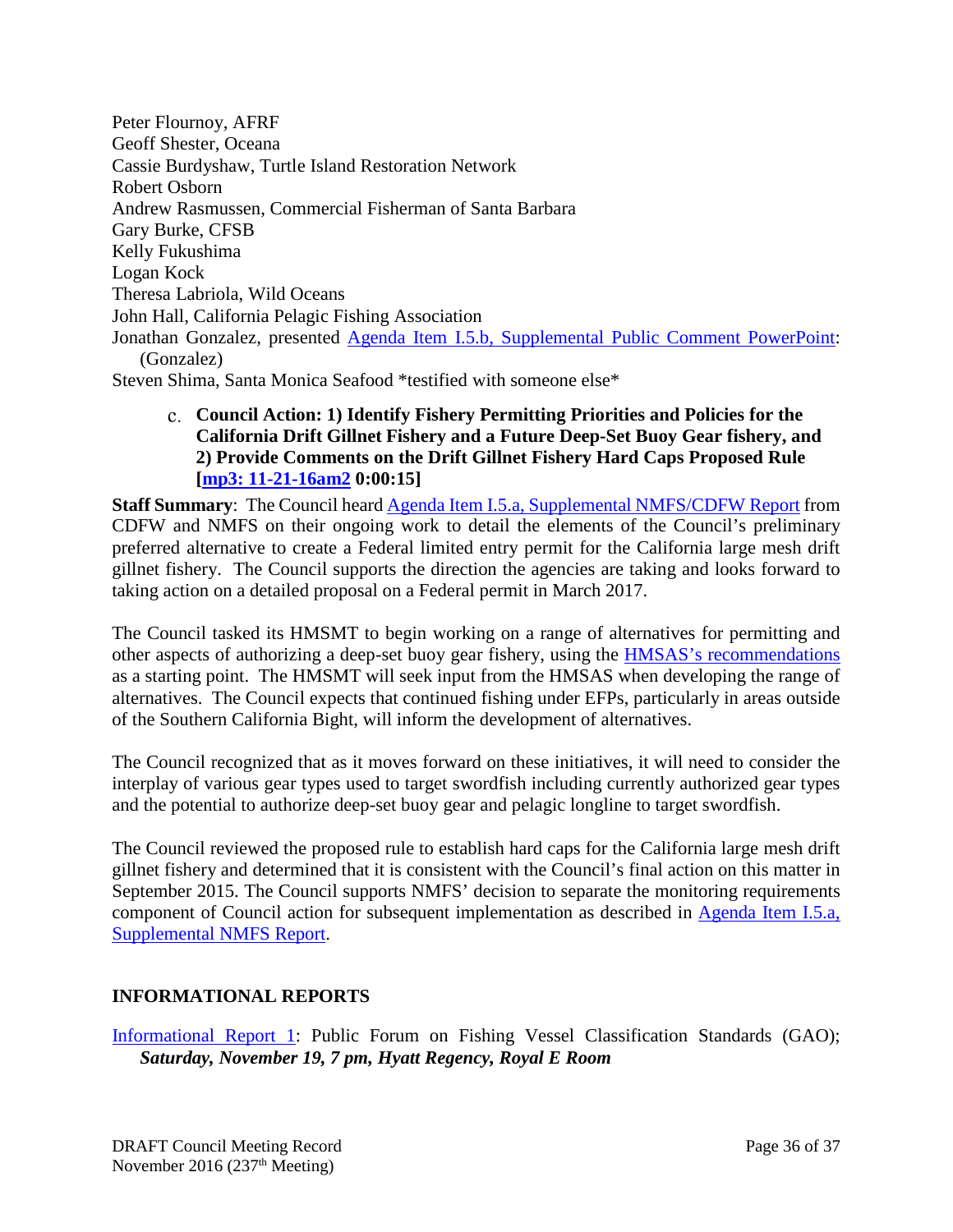Peter Flournoy, AFRF
Geoff Shester, Oceana
Cassie Burdyshaw, Turtle Island Restoration Network
Robert Osborn
Andrew Rasmussen, Commercial Fisherman of Santa Barbara
Gary Burke, CFSB
Kelly Fukushima
Logan Kock
Theresa Labriola, Wild Oceans
John Hall, California Pelagic Fishing Association
Jonathan Gonzalez, presented Agenda Item I.5.b, Supplemental Public Comment PowerPoint: (Gonzalez)
Steven Shima, Santa Monica Seafood *testified with someone else*

c. **Council Action: 1) Identify Fishery Permitting Priorities and Policies for the California Drift Gillnet Fishery and a Future Deep-Set Buoy Gear fishery, and 2) Provide Comments on the Drift Gillnet Fishery Hard Caps Proposed Rule [mp3: 11-21-16am2 0:00:15]**

**Staff Summary**: The Council heard Agenda Item I.5.a, Supplemental NMFS/CDFW Report from CDFW and NMFS on their ongoing work to detail the elements of the Council's preliminary preferred alternative to create a Federal limited entry permit for the California large mesh drift gillnet fishery. The Council supports the direction the agencies are taking and looks forward to taking action on a detailed proposal on a Federal permit in March 2017.

The Council tasked its HMSMT to begin working on a range of alternatives for permitting and other aspects of authorizing a deep-set buoy gear fishery, using the HMSAS's recommendations as a starting point. The HMSMT will seek input from the HMSAS when developing the range of alternatives. The Council expects that continued fishing under EFPs, particularly in areas outside of the Southern California Bight, will inform the development of alternatives.

The Council recognized that as it moves forward on these initiatives, it will need to consider the interplay of various gear types used to target swordfish including currently authorized gear types and the potential to authorize deep-set buoy gear and pelagic longline to target swordfish.

The Council reviewed the proposed rule to establish hard caps for the California large mesh drift gillnet fishery and determined that it is consistent with the Council's final action on this matter in September 2015. The Council supports NMFS' decision to separate the monitoring requirements component of Council action for subsequent implementation as described in Agenda Item I.5.a, Supplemental NMFS Report.

## INFORMATIONAL REPORTS

Informational Report 1: Public Forum on Fishing Vessel Classification Standards (GAO); ***Saturday, November 19, 7 pm, Hyatt Regency, Royal E Room***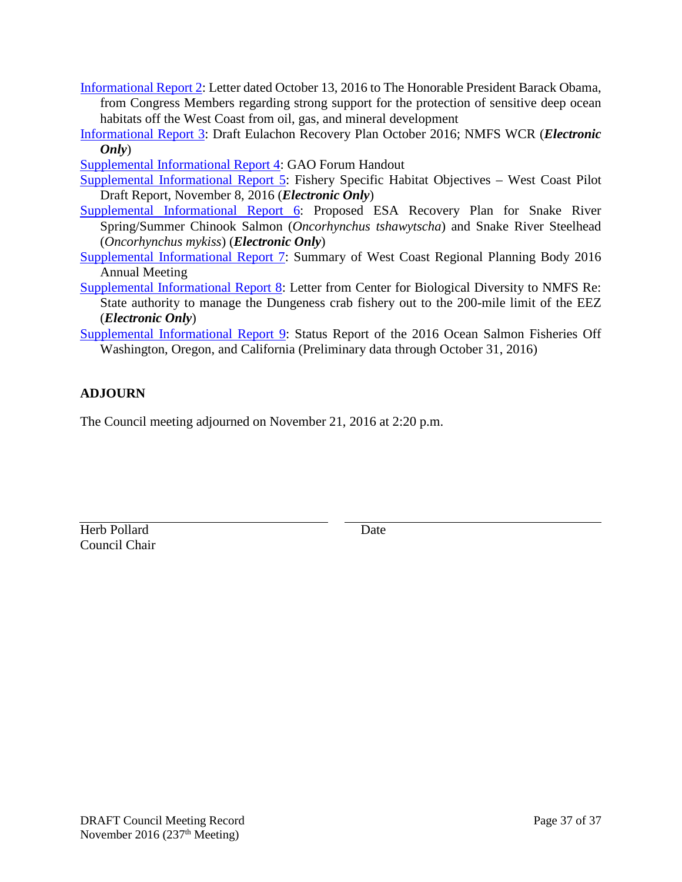Informational Report 2: Letter dated October 13, 2016 to The Honorable President Barack Obama, from Congress Members regarding strong support for the protection of sensitive deep ocean habitats off the West Coast from oil, gas, and mineral development

Informational Report 3: Draft Eulachon Recovery Plan October 2016; NMFS WCR (***Electronic Only***)

Supplemental Informational Report 4: GAO Forum Handout

Supplemental Informational Report 5: Fishery Specific Habitat Objectives – West Coast Pilot Draft Report, November 8, 2016 (***Electronic Only***)

Supplemental Informational Report 6: Proposed ESA Recovery Plan for Snake River Spring/Summer Chinook Salmon (*Oncorhynchus tshawytscha*) and Snake River Steelhead (*Oncorhynchus mykiss*) (***Electronic Only***)

Supplemental Informational Report 7: Summary of West Coast Regional Planning Body 2016 Annual Meeting

Supplemental Informational Report 8: Letter from Center for Biological Diversity to NMFS Re: State authority to manage the Dungeness crab fishery out to the 200-mile limit of the EEZ (***Electronic Only***)

Supplemental Informational Report 9: Status Report of the 2016 Ocean Salmon Fisheries Off Washington, Oregon, and California (Preliminary data through October 31, 2016)

## ADJOURN

The Council meeting adjourned on November 21, 2016 at 2:20 p.m.

Herb Pollard
Council Chair

Date